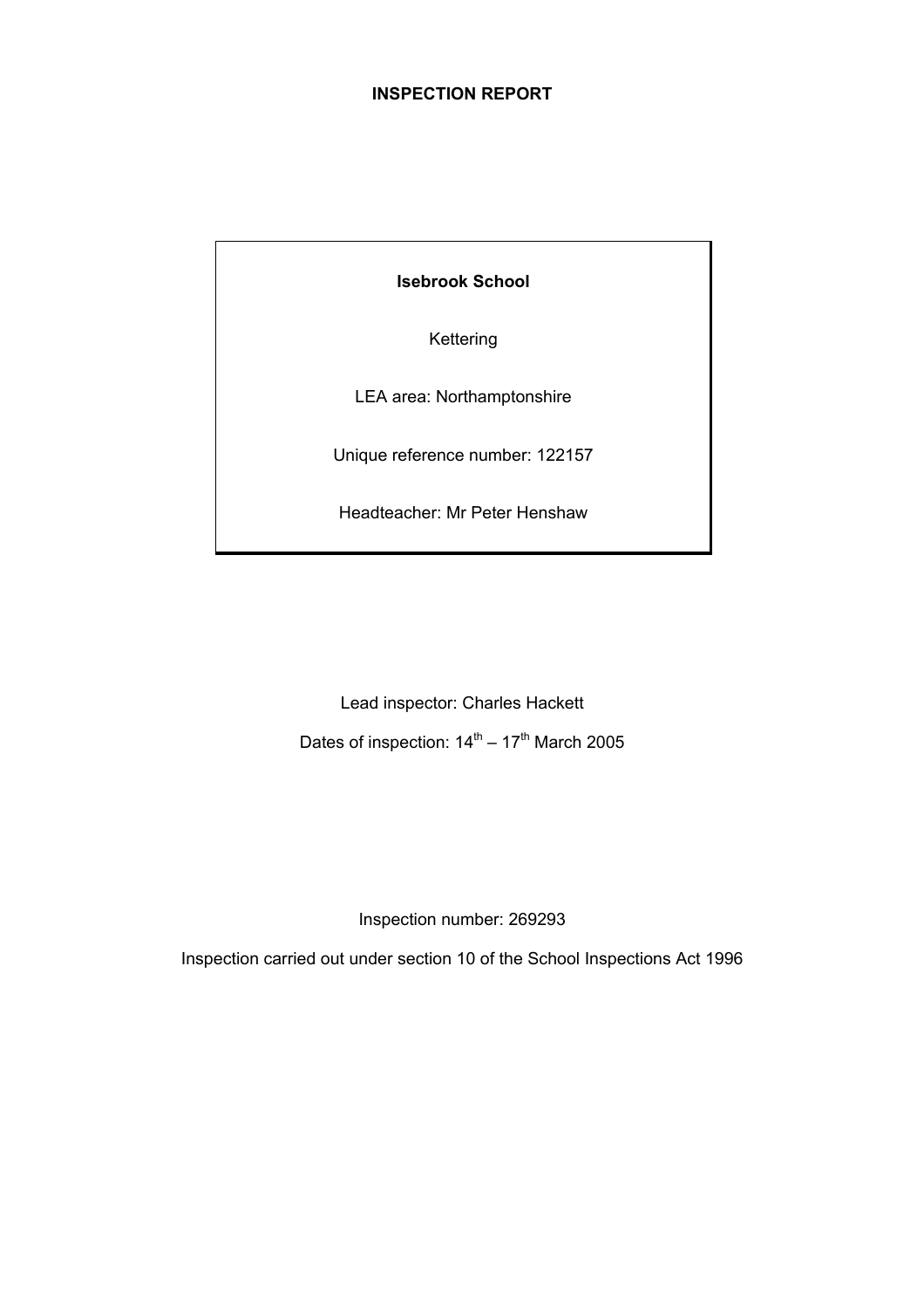# INSPECTION REPORT

**Isebrook School**

Kettering

LEA area: Northamptonshire

Unique reference number: 122157

Headteacher: Mr Peter Henshaw

Lead inspector: Charles Hackett

Dates of inspection: 14th – 17th March 2005

Inspection number: 269293

Inspection carried out under section 10 of the School Inspections Act 1996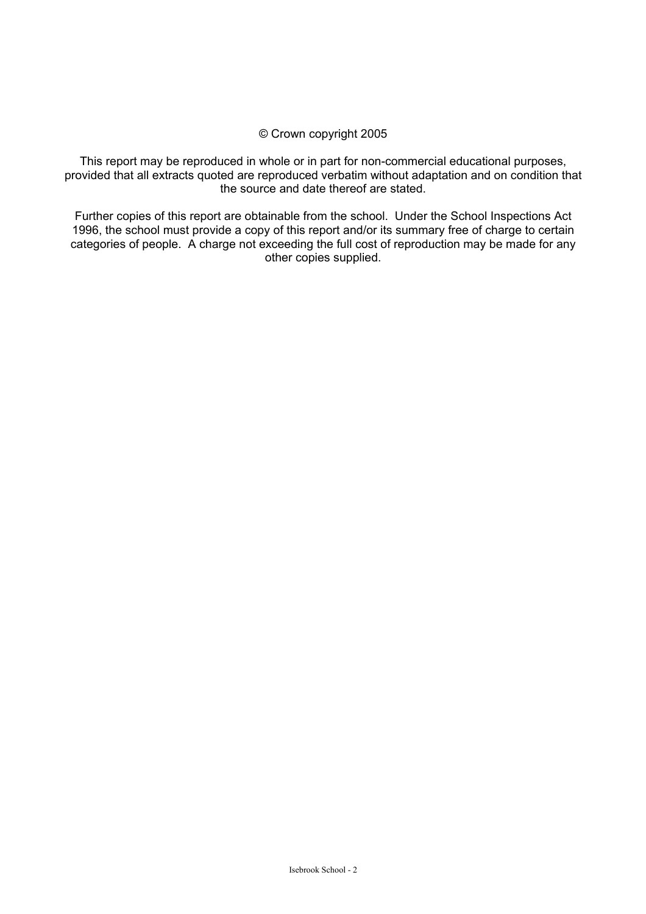© Crown copyright 2005

This report may be reproduced in whole or in part for non-commercial educational purposes, provided that all extracts quoted are reproduced verbatim without adaptation and on condition that the source and date thereof are stated.

Further copies of this report are obtainable from the school. Under the School Inspections Act 1996, the school must provide a copy of this report and/or its summary free of charge to certain categories of people. A charge not exceeding the full cost of reproduction may be made for any other copies supplied.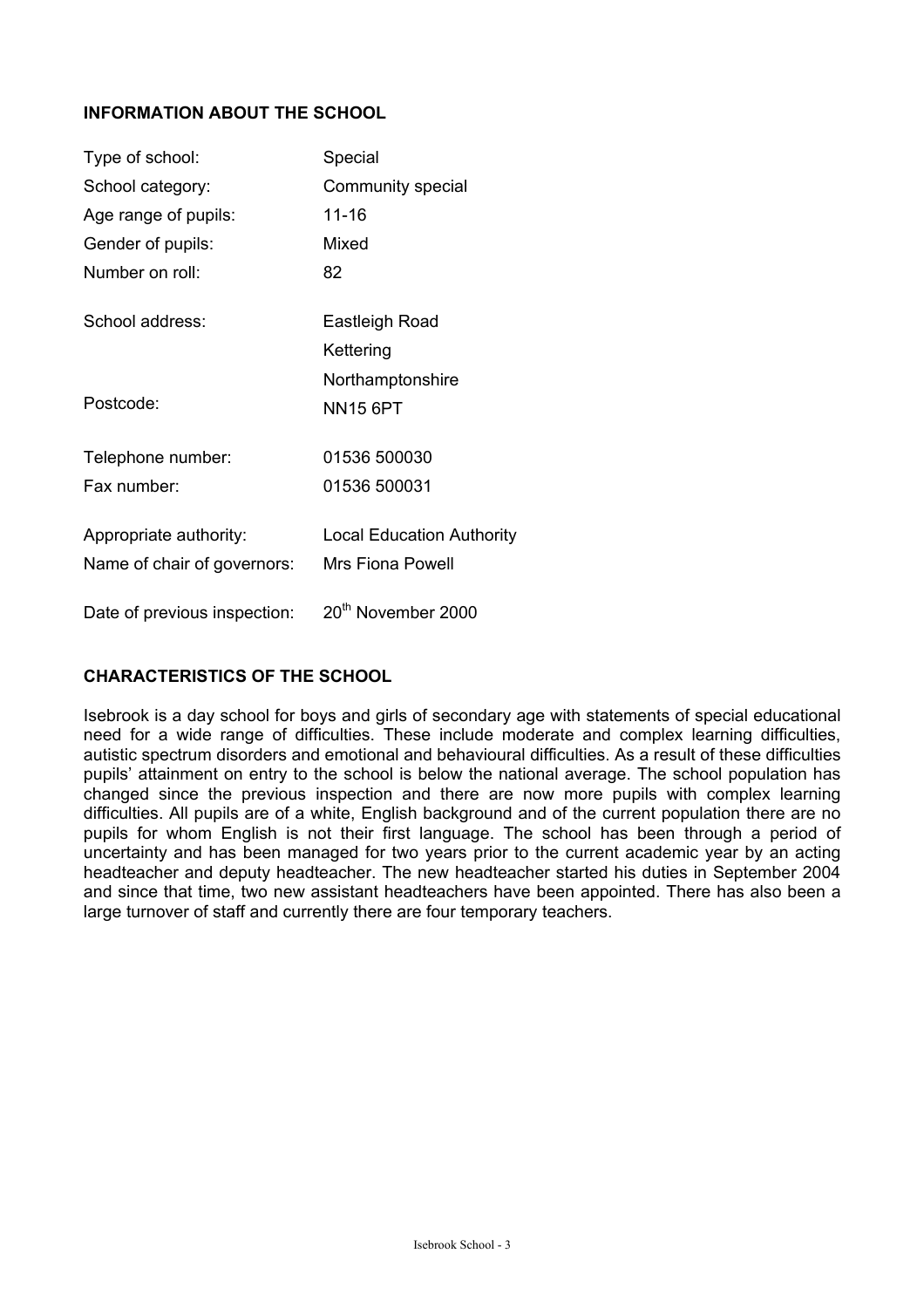## INFORMATION ABOUT THE SCHOOL

| | |
|---|---|
| Type of school: | Special |
| School category: | Community special |
| Age range of pupils: | 11-16 |
| Gender of pupils: | Mixed |
| Number on roll: | 82 |
| School address: | Eastleigh Road |
| | Kettering |
| | Northamptonshire |
| Postcode: | NN15 6PT |
| Telephone number: | 01536 500030 |
| Fax number: | 01536 500031 |
| Appropriate authority: | Local Education Authority |
| Name of chair of governors: | Mrs Fiona Powell |
| Date of previous inspection: | 20th November 2000 |

## CHARACTERISTICS OF THE SCHOOL

Isebrook is a day school for boys and girls of secondary age with statements of special educational need for a wide range of difficulties. These include moderate and complex learning difficulties, autistic spectrum disorders and emotional and behavioural difficulties. As a result of these difficulties pupils' attainment on entry to the school is below the national average. The school population has changed since the previous inspection and there are now more pupils with complex learning difficulties. All pupils are of a white, English background and of the current population there are no pupils for whom English is not their first language. The school has been through a period of uncertainty and has been managed for two years prior to the current academic year by an acting headteacher and deputy headteacher. The new headteacher started his duties in September 2004 and since that time, two new assistant headteachers have been appointed. There has also been a large turnover of staff and currently there are four temporary teachers.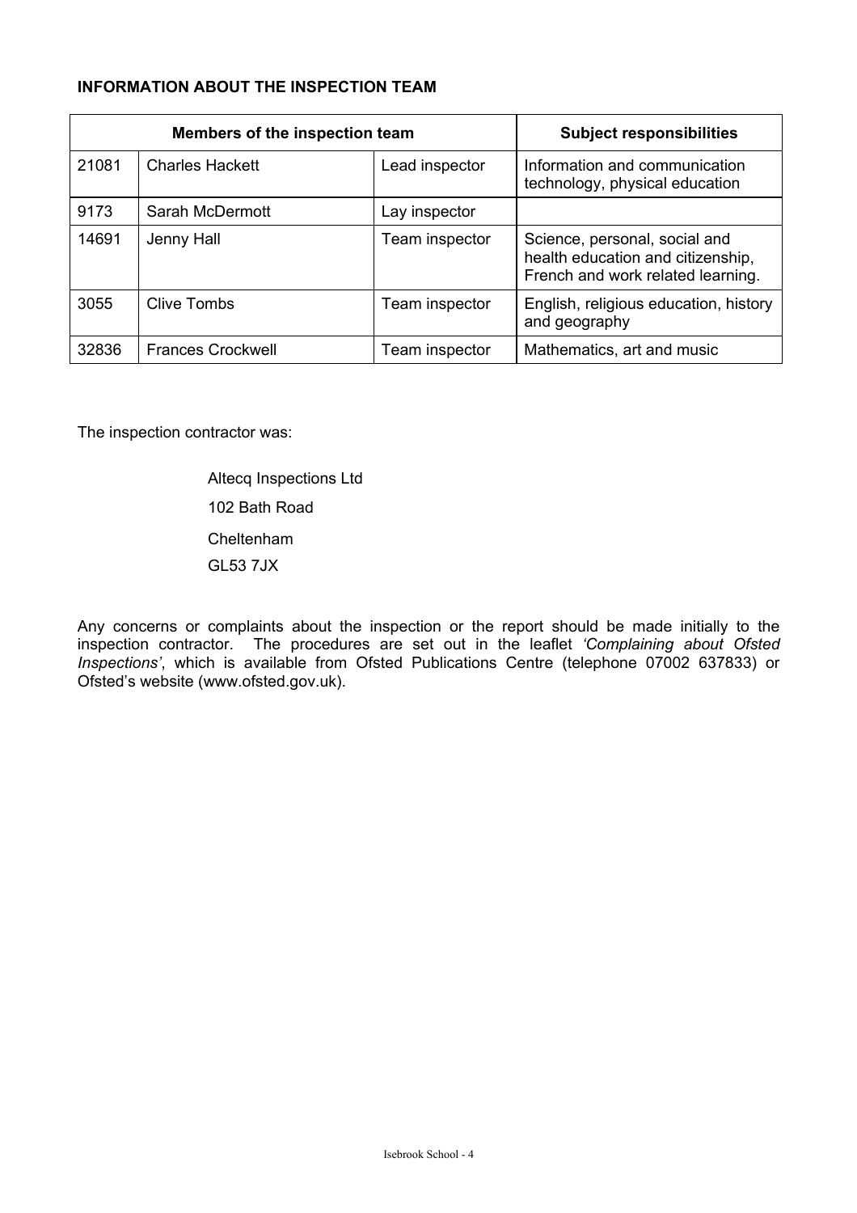**INFORMATION ABOUT THE INSPECTION TEAM**

| Members of the inspection team | | | Subject responsibilities |
|---|---|---|---|
| 21081 | Charles Hackett | Lead inspector | Information and communication technology, physical education |
| 9173 | Sarah McDermott | Lay inspector | |
| 14691 | Jenny Hall | Team inspector | Science, personal, social and health education and citizenship, French and work related learning. |
| 3055 | Clive Tombs | Team inspector | English, religious education, history and geography |
| 32836 | Frances Crockwell | Team inspector | Mathematics, art and music |

The inspection contractor was:

Altecq Inspections Ltd
102 Bath Road
Cheltenham
GL53 7JX

Any concerns or complaints about the inspection or the report should be made initially to the inspection contractor. The procedures are set out in the leaflet *'Complaining about Ofsted Inspections'*, which is available from Ofsted Publications Centre (telephone 07002 637833) or Ofsted's website (www.ofsted.gov.uk).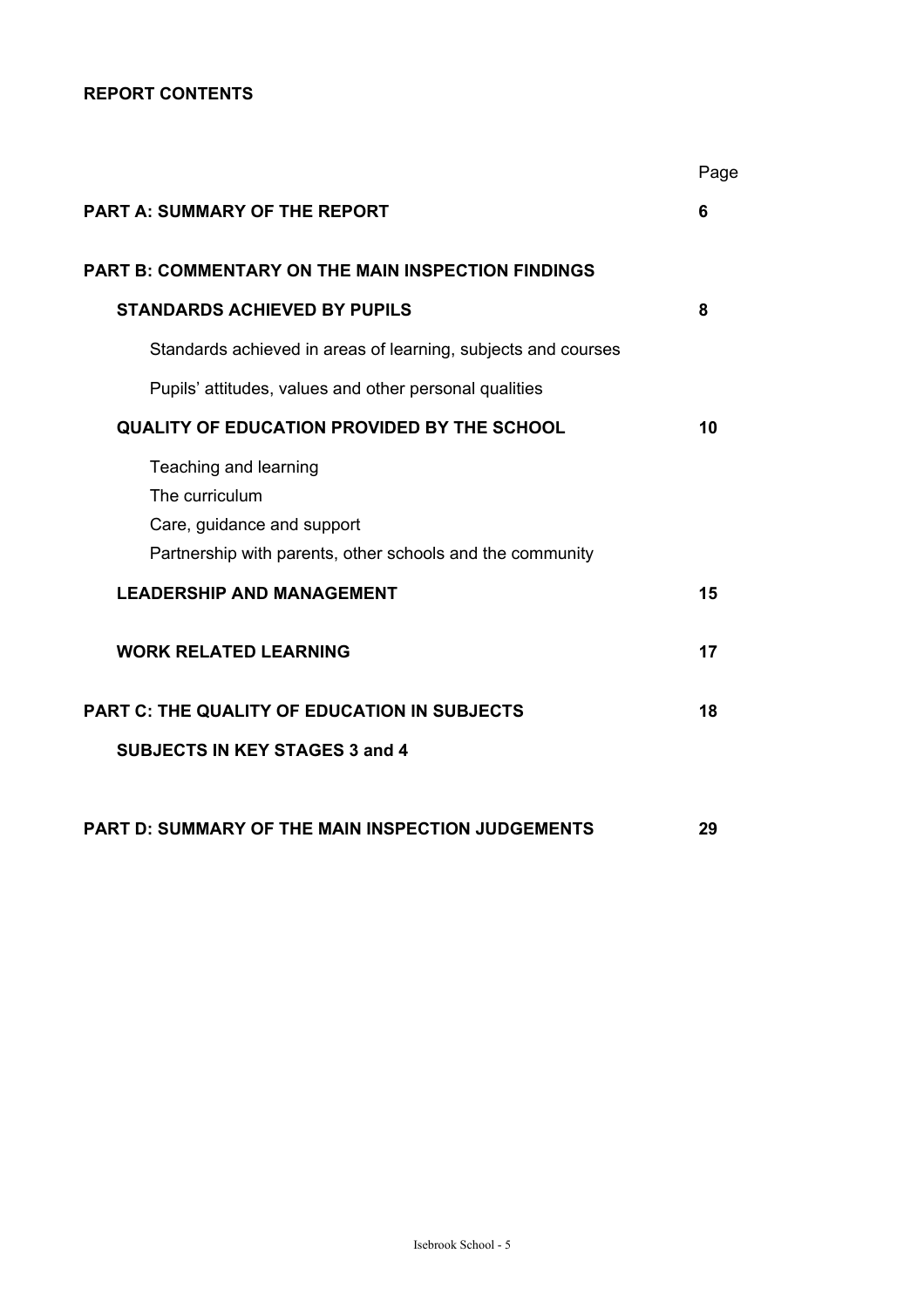**REPORT CONTENTS**

| | Page |
|---|---|
| **PART A: SUMMARY OF THE REPORT** | **6** |
| **PART B: COMMENTARY ON THE MAIN INSPECTION FINDINGS** | |
| **STANDARDS ACHIEVED BY PUPILS** | **8** |
| Standards achieved in areas of learning, subjects and courses | |
| Pupils' attitudes, values and other personal qualities | |
| **QUALITY OF EDUCATION PROVIDED BY THE SCHOOL** | **10** |
| Teaching and learning | |
| The curriculum | |
| Care, guidance and support | |
| Partnership with parents, other schools and the community | |
| **LEADERSHIP AND MANAGEMENT** | **15** |
| **WORK RELATED LEARNING** | **17** |
| **PART C: THE QUALITY OF EDUCATION IN SUBJECTS** | **18** |
| **SUBJECTS IN KEY STAGES 3 and 4** | |
| **PART D: SUMMARY OF THE MAIN INSPECTION JUDGEMENTS** | **29** |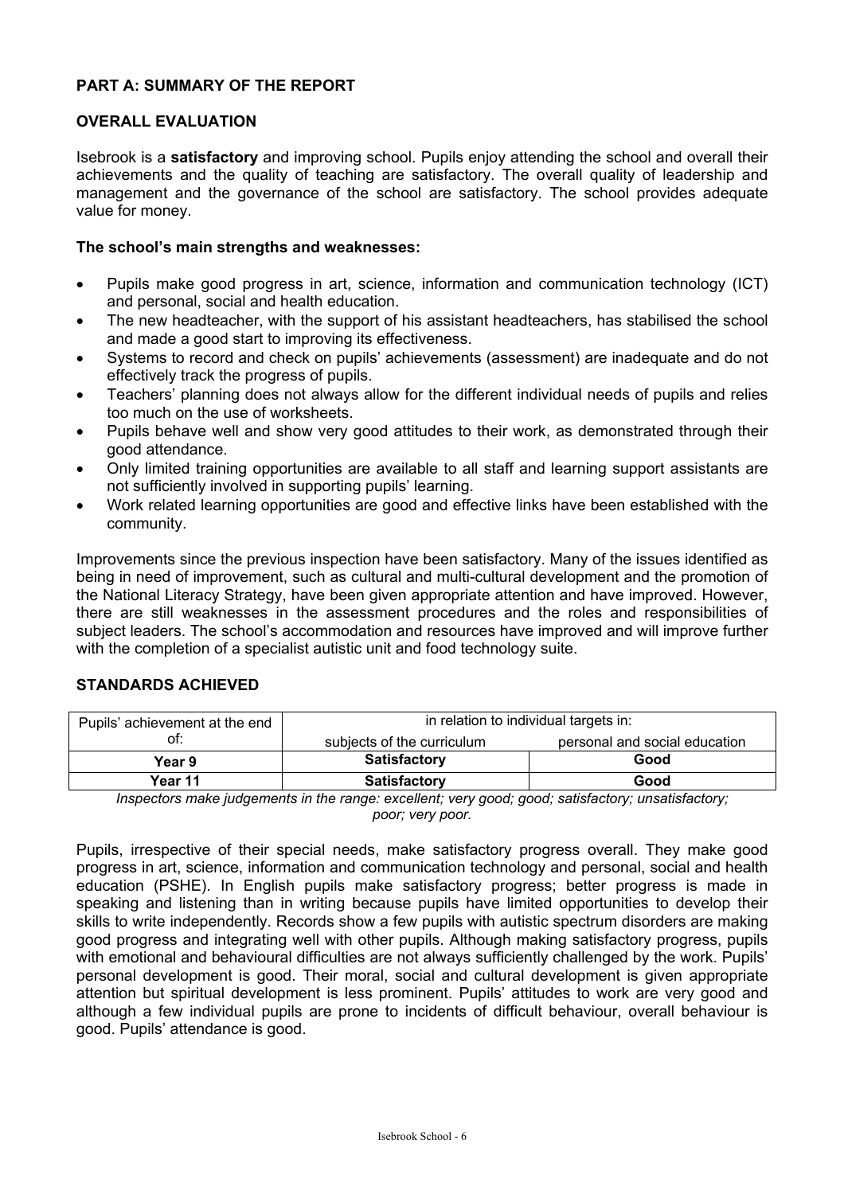# PART A: SUMMARY OF THE REPORT

## OVERALL EVALUATION

Isebrook is a **satisfactory** and improving school. Pupils enjoy attending the school and overall their achievements and the quality of teaching are satisfactory. The overall quality of leadership and management and the governance of the school are satisfactory. The school provides adequate value for money.

### The school's main strengths and weaknesses:

- Pupils make good progress in art, science, information and communication technology (ICT) and personal, social and health education.
- The new headteacher, with the support of his assistant headteachers, has stabilised the school and made a good start to improving its effectiveness.
- Systems to record and check on pupils' achievements (assessment) are inadequate and do not effectively track the progress of pupils.
- Teachers' planning does not always allow for the different individual needs of pupils and relies too much on the use of worksheets.
- Pupils behave well and show very good attitudes to their work, as demonstrated through their good attendance.
- Only limited training opportunities are available to all staff and learning support assistants are not sufficiently involved in supporting pupils' learning.
- Work related learning opportunities are good and effective links have been established with the community.

Improvements since the previous inspection have been satisfactory. Many of the issues identified as being in need of improvement, such as cultural and multi-cultural development and the promotion of the National Literacy Strategy, have been given appropriate attention and have improved. However, there are still weaknesses in the assessment procedures and the roles and responsibilities of subject leaders. The school's accommodation and resources have improved and will improve further with the completion of a specialist autistic unit and food technology suite.

## STANDARDS ACHIEVED

| Pupils' achievement at the end of: | in relation to individual targets in: | |
|---|---|---|
| | subjects of the curriculum | personal and social education |
| **Year 9** | **Satisfactory** | **Good** |
| **Year 11** | **Satisfactory** | **Good** |

*Inspectors make judgements in the range: excellent; very good; good; satisfactory; unsatisfactory; poor; very poor.*

Pupils, irrespective of their special needs, make satisfactory progress overall. They make good progress in art, science, information and communication technology and personal, social and health education (PSHE). In English pupils make satisfactory progress; better progress is made in speaking and listening than in writing because pupils have limited opportunities to develop their skills to write independently. Records show a few pupils with autistic spectrum disorders are making good progress and integrating well with other pupils. Although making satisfactory progress, pupils with emotional and behavioural difficulties are not always sufficiently challenged by the work. Pupils' personal development is good. Their moral, social and cultural development is given appropriate attention but spiritual development is less prominent. Pupils' attitudes to work are very good and although a few individual pupils are prone to incidents of difficult behaviour, overall behaviour is good. Pupils' attendance is good.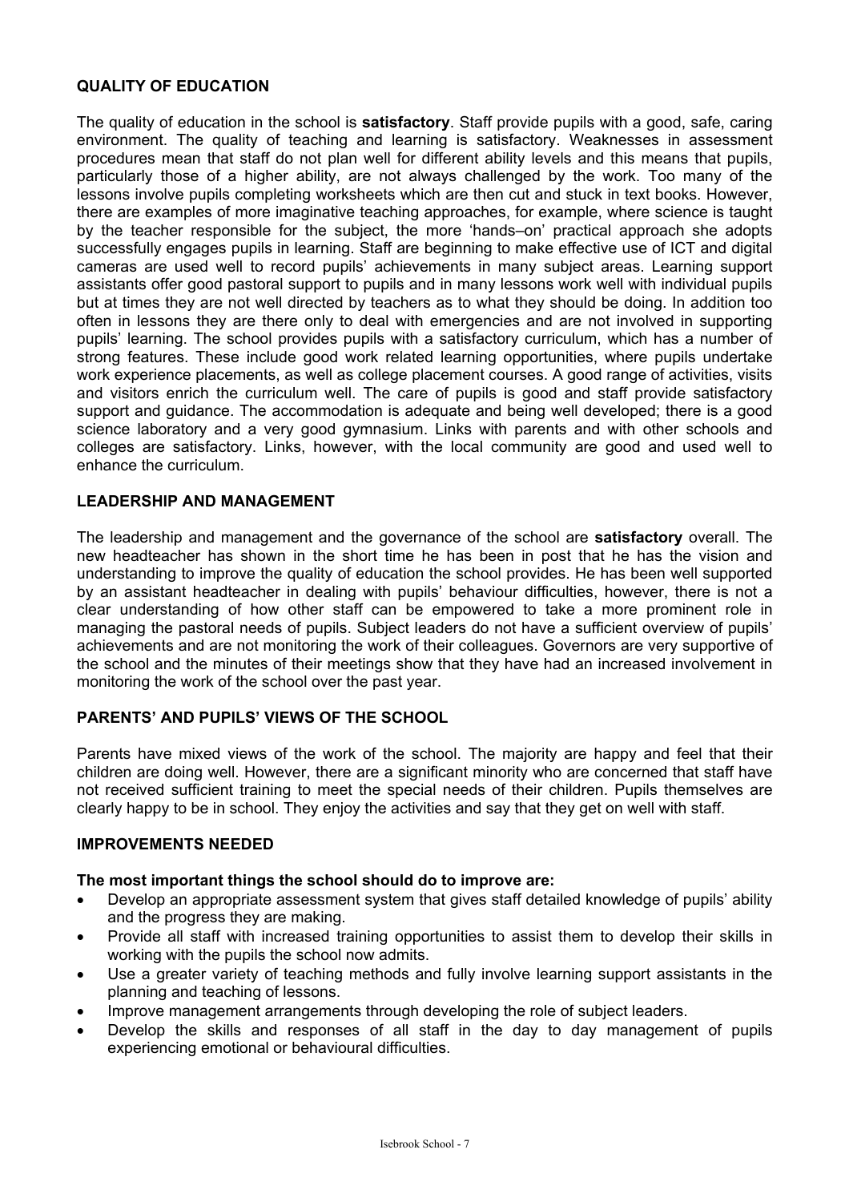## QUALITY OF EDUCATION

The quality of education in the school is **satisfactory**. Staff provide pupils with a good, safe, caring environment. The quality of teaching and learning is satisfactory. Weaknesses in assessment procedures mean that staff do not plan well for different ability levels and this means that pupils, particularly those of a higher ability, are not always challenged by the work. Too many of the lessons involve pupils completing worksheets which are then cut and stuck in text books. However, there are examples of more imaginative teaching approaches, for example, where science is taught by the teacher responsible for the subject, the more 'hands–on' practical approach she adopts successfully engages pupils in learning. Staff are beginning to make effective use of ICT and digital cameras are used well to record pupils' achievements in many subject areas. Learning support assistants offer good pastoral support to pupils and in many lessons work well with individual pupils but at times they are not well directed by teachers as to what they should be doing. In addition too often in lessons they are there only to deal with emergencies and are not involved in supporting pupils' learning. The school provides pupils with a satisfactory curriculum, which has a number of strong features. These include good work related learning opportunities, where pupils undertake work experience placements, as well as college placement courses. A good range of activities, visits and visitors enrich the curriculum well. The care of pupils is good and staff provide satisfactory support and guidance. The accommodation is adequate and being well developed; there is a good science laboratory and a very good gymnasium. Links with parents and with other schools and colleges are satisfactory. Links, however, with the local community are good and used well to enhance the curriculum.

## LEADERSHIP AND MANAGEMENT

The leadership and management and the governance of the school are **satisfactory** overall. The new headteacher has shown in the short time he has been in post that he has the vision and understanding to improve the quality of education the school provides. He has been well supported by an assistant headteacher in dealing with pupils' behaviour difficulties, however, there is not a clear understanding of how other staff can be empowered to take a more prominent role in managing the pastoral needs of pupils. Subject leaders do not have a sufficient overview of pupils' achievements and are not monitoring the work of their colleagues. Governors are very supportive of the school and the minutes of their meetings show that they have had an increased involvement in monitoring the work of the school over the past year.

## PARENTS' AND PUPILS' VIEWS OF THE SCHOOL

Parents have mixed views of the work of the school. The majority are happy and feel that their children are doing well. However, there are a significant minority who are concerned that staff have not received sufficient training to meet the special needs of their children. Pupils themselves are clearly happy to be in school. They enjoy the activities and say that they get on well with staff.

## IMPROVEMENTS NEEDED

**The most important things the school should do to improve are:**

- Develop an appropriate assessment system that gives staff detailed knowledge of pupils' ability and the progress they are making.
- Provide all staff with increased training opportunities to assist them to develop their skills in working with the pupils the school now admits.
- Use a greater variety of teaching methods and fully involve learning support assistants in the planning and teaching of lessons.
- Improve management arrangements through developing the role of subject leaders.
- Develop the skills and responses of all staff in the day to day management of pupils experiencing emotional or behavioural difficulties.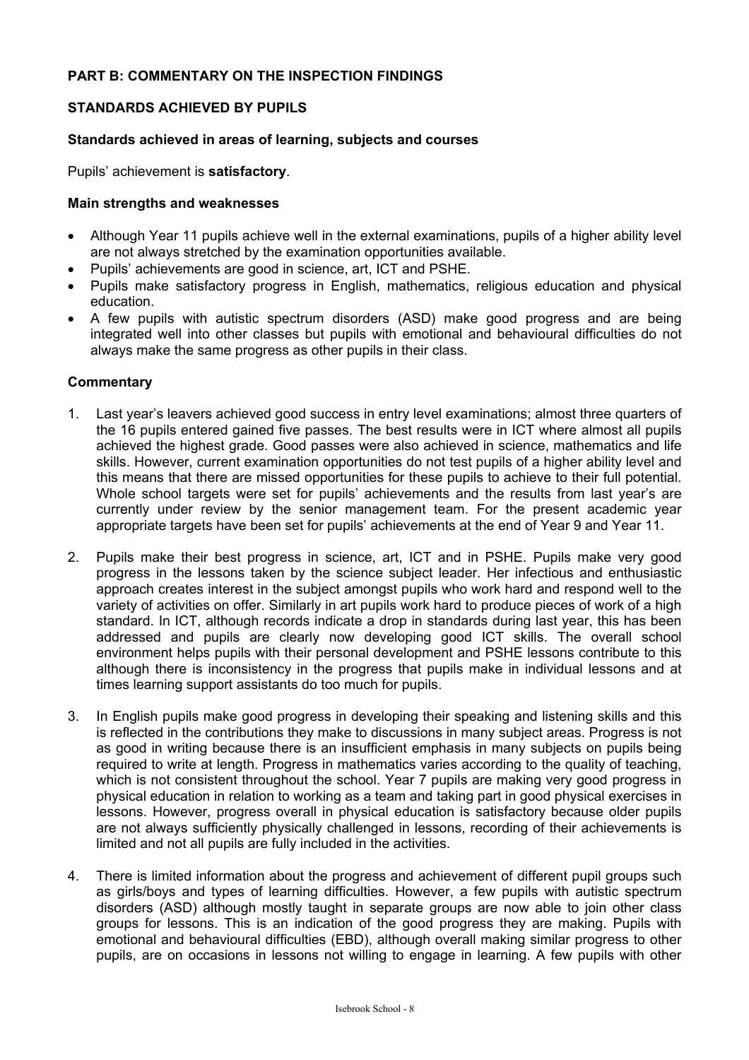## PART B: COMMENTARY ON THE INSPECTION FINDINGS

### STANDARDS ACHIEVED BY PUPILS

#### Standards achieved in areas of learning, subjects and courses

Pupils' achievement is **satisfactory**.

#### Main strengths and weaknesses

- Although Year 11 pupils achieve well in the external examinations, pupils of a higher ability level are not always stretched by the examination opportunities available.
- Pupils' achievements are good in science, art, ICT and PSHE.
- Pupils make satisfactory progress in English, mathematics, religious education and physical education.
- A few pupils with autistic spectrum disorders (ASD) make good progress and are being integrated well into other classes but pupils with emotional and behavioural difficulties do not always make the same progress as other pupils in their class.

#### Commentary

1. Last year's leavers achieved good success in entry level examinations; almost three quarters of the 16 pupils entered gained five passes. The best results were in ICT where almost all pupils achieved the highest grade. Good passes were also achieved in science, mathematics and life skills. However, current examination opportunities do not test pupils of a higher ability level and this means that there are missed opportunities for these pupils to achieve to their full potential. Whole school targets were set for pupils' achievements and the results from last year's are currently under review by the senior management team. For the present academic year appropriate targets have been set for pupils' achievements at the end of Year 9 and Year 11.

2. Pupils make their best progress in science, art, ICT and in PSHE. Pupils make very good progress in the lessons taken by the science subject leader. Her infectious and enthusiastic approach creates interest in the subject amongst pupils who work hard and respond well to the variety of activities on offer. Similarly in art pupils work hard to produce pieces of work of a high standard. In ICT, although records indicate a drop in standards during last year, this has been addressed and pupils are clearly now developing good ICT skills. The overall school environment helps pupils with their personal development and PSHE lessons contribute to this although there is inconsistency in the progress that pupils make in individual lessons and at times learning support assistants do too much for pupils.

3. In English pupils make good progress in developing their speaking and listening skills and this is reflected in the contributions they make to discussions in many subject areas. Progress is not as good in writing because there is an insufficient emphasis in many subjects on pupils being required to write at length. Progress in mathematics varies according to the quality of teaching, which is not consistent throughout the school. Year 7 pupils are making very good progress in physical education in relation to working as a team and taking part in good physical exercises in lessons. However, progress overall in physical education is satisfactory because older pupils are not always sufficiently physically challenged in lessons, recording of their achievements is limited and not all pupils are fully included in the activities.

4. There is limited information about the progress and achievement of different pupil groups such as girls/boys and types of learning difficulties. However, a few pupils with autistic spectrum disorders (ASD) although mostly taught in separate groups are now able to join other class groups for lessons. This is an indication of the good progress they are making. Pupils with emotional and behavioural difficulties (EBD), although overall making similar progress to other pupils, are on occasions in lessons not willing to engage in learning. A few pupils with other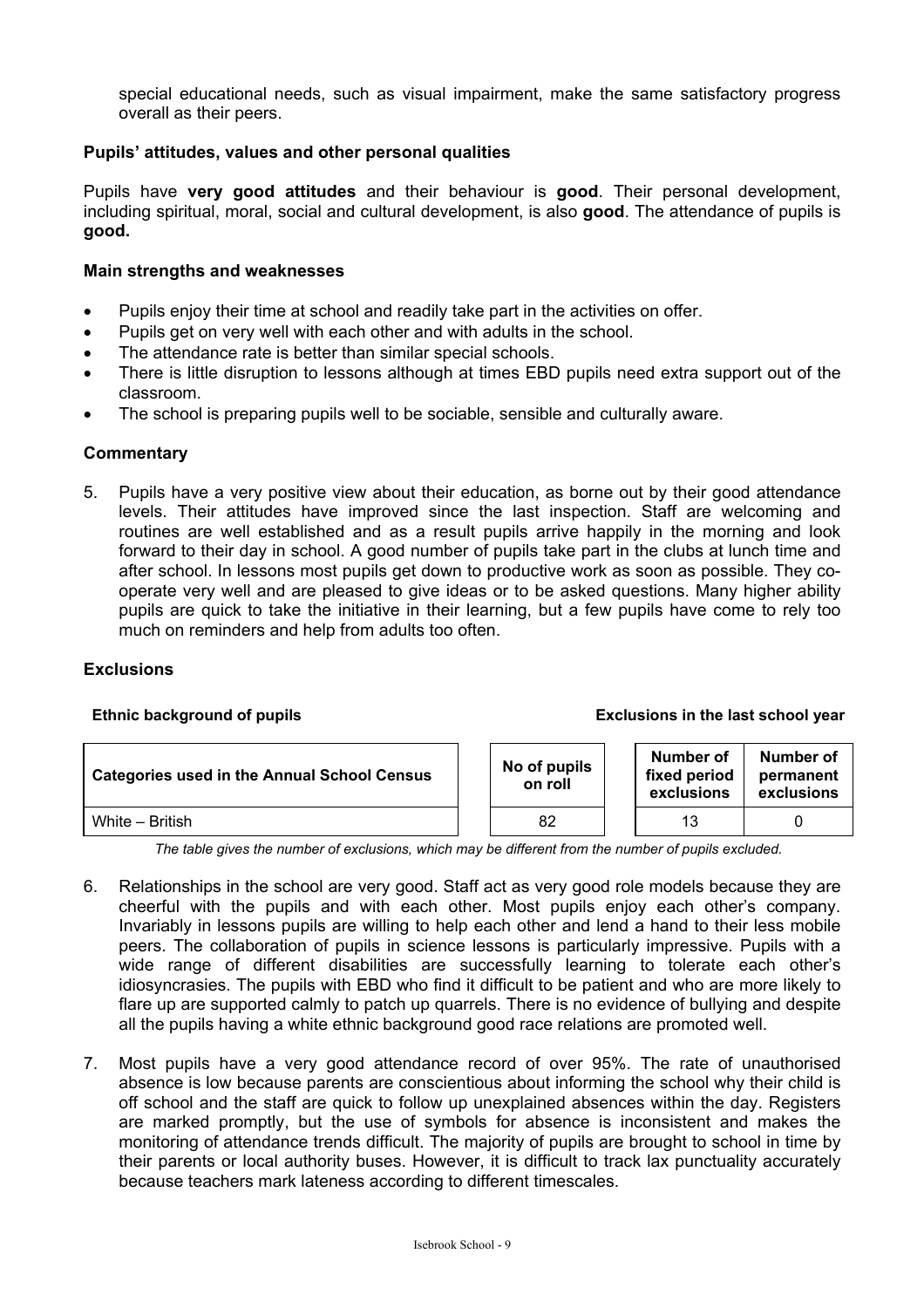special educational needs, such as visual impairment, make the same satisfactory progress overall as their peers.

### Pupils' attitudes, values and other personal qualities

Pupils have **very good attitudes** and their behaviour is **good**. Their personal development, including spiritual, moral, social and cultural development, is also **good**. The attendance of pupils is **good.**

### Main strengths and weaknesses

- Pupils enjoy their time at school and readily take part in the activities on offer.
- Pupils get on very well with each other and with adults in the school.
- The attendance rate is better than similar special schools.
- There is little disruption to lessons although at times EBD pupils need extra support out of the classroom.
- The school is preparing pupils well to be sociable, sensible and culturally aware.

### Commentary

5. Pupils have a very positive view about their education, as borne out by their good attendance levels. Their attitudes have improved since the last inspection. Staff are welcoming and routines are well established and as a result pupils arrive happily in the morning and look forward to their day in school. A good number of pupils take part in the clubs at lunch time and after school. In lessons most pupils get down to productive work as soon as possible. They co-operate very well and are pleased to give ideas or to be asked questions. Many higher ability pupils are quick to take the initiative in their learning, but a few pupils have come to rely too much on reminders and help from adults too often.

### Exclusions

**Ethnic background of pupils** **Exclusions in the last school year**

| Categories used in the Annual School Census | No of pupils on roll | Number of fixed period exclusions | Number of permanent exclusions |
|---|---|---|---|
| White – British | 82 | 13 | 0 |

*The table gives the number of exclusions, which may be different from the number of pupils excluded.*

6. Relationships in the school are very good. Staff act as very good role models because they are cheerful with the pupils and with each other. Most pupils enjoy each other's company. Invariably in lessons pupils are willing to help each other and lend a hand to their less mobile peers. The collaboration of pupils in science lessons is particularly impressive. Pupils with a wide range of different disabilities are successfully learning to tolerate each other's idiosyncrasies. The pupils with EBD who find it difficult to be patient and who are more likely to flare up are supported calmly to patch up quarrels. There is no evidence of bullying and despite all the pupils having a white ethnic background good race relations are promoted well.

7. Most pupils have a very good attendance record of over 95%. The rate of unauthorised absence is low because parents are conscientious about informing the school why their child is off school and the staff are quick to follow up unexplained absences within the day. Registers are marked promptly, but the use of symbols for absence is inconsistent and makes the monitoring of attendance trends difficult. The majority of pupils are brought to school in time by their parents or local authority buses. However, it is difficult to track lax punctuality accurately because teachers mark lateness according to different timescales.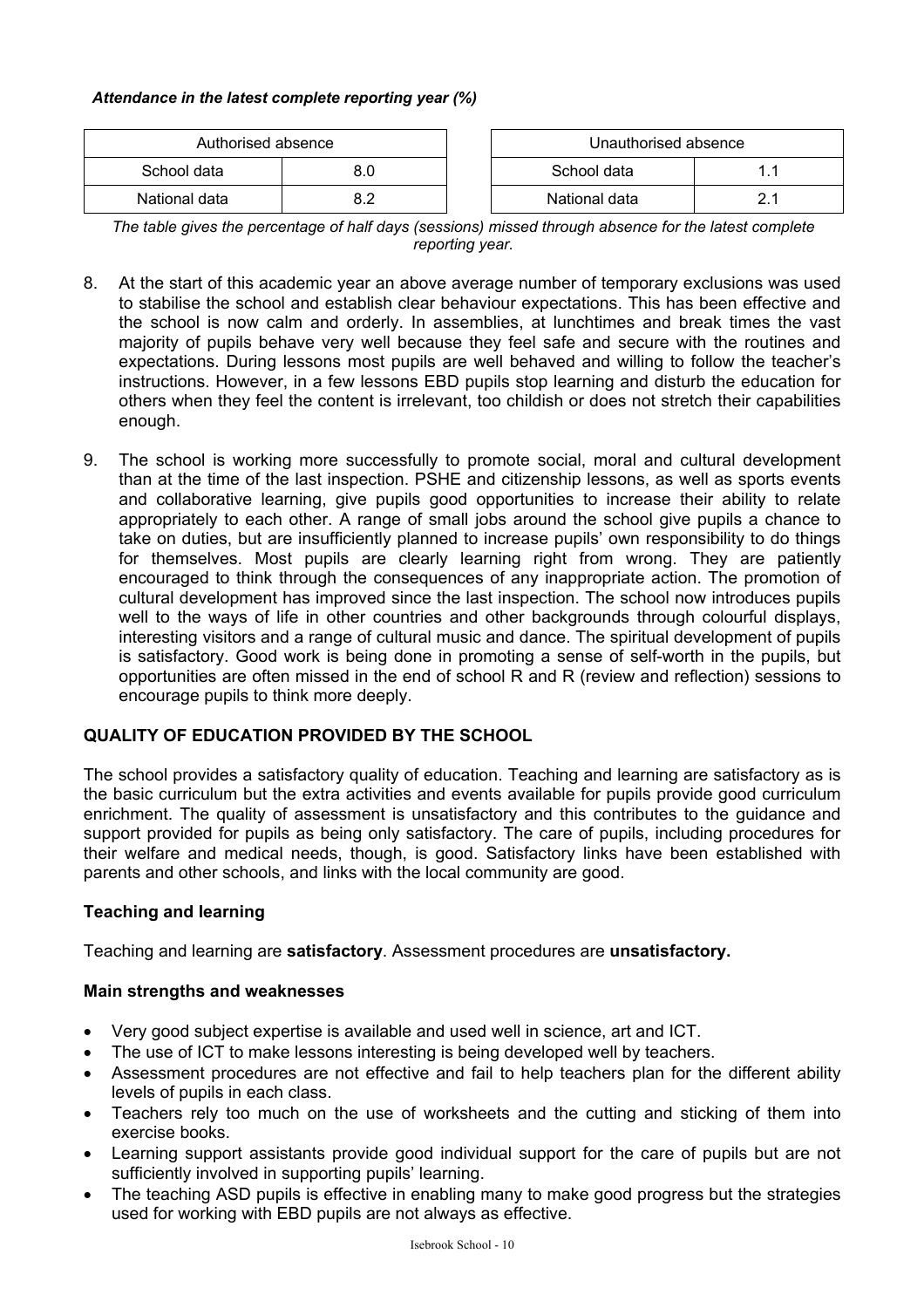***Attendance in the latest complete reporting year (%)***

| Authorised absence | |
|---|---|
| School data | 8.0 |
| National data | 8.2 |

| Unauthorised absence | |
|---|---|
| School data | 1.1 |
| National data | 2.1 |

*The table gives the percentage of half days (sessions) missed through absence for the latest complete reporting year.*

8. At the start of this academic year an above average number of temporary exclusions was used to stabilise the school and establish clear behaviour expectations. This has been effective and the school is now calm and orderly. In assemblies, at lunchtimes and break times the vast majority of pupils behave very well because they feel safe and secure with the routines and expectations. During lessons most pupils are well behaved and willing to follow the teacher's instructions. However, in a few lessons EBD pupils stop learning and disturb the education for others when they feel the content is irrelevant, too childish or does not stretch their capabilities enough.

9. The school is working more successfully to promote social, moral and cultural development than at the time of the last inspection. PSHE and citizenship lessons, as well as sports events and collaborative learning, give pupils good opportunities to increase their ability to relate appropriately to each other. A range of small jobs around the school give pupils a chance to take on duties, but are insufficiently planned to increase pupils' own responsibility to do things for themselves. Most pupils are clearly learning right from wrong. They are patiently encouraged to think through the consequences of any inappropriate action. The promotion of cultural development has improved since the last inspection. The school now introduces pupils well to the ways of life in other countries and other backgrounds through colourful displays, interesting visitors and a range of cultural music and dance. The spiritual development of pupils is satisfactory. Good work is being done in promoting a sense of self-worth in the pupils, but opportunities are often missed in the end of school R and R (review and reflection) sessions to encourage pupils to think more deeply.

## QUALITY OF EDUCATION PROVIDED BY THE SCHOOL

The school provides a satisfactory quality of education. Teaching and learning are satisfactory as is the basic curriculum but the extra activities and events available for pupils provide good curriculum enrichment. The quality of assessment is unsatisfactory and this contributes to the guidance and support provided for pupils as being only satisfactory. The care of pupils, including procedures for their welfare and medical needs, though, is good. Satisfactory links have been established with parents and other schools, and links with the local community are good.

### Teaching and learning

Teaching and learning are **satisfactory**. Assessment procedures are **unsatisfactory.**

#### Main strengths and weaknesses

- Very good subject expertise is available and used well in science, art and ICT.
- The use of ICT to make lessons interesting is being developed well by teachers.
- Assessment procedures are not effective and fail to help teachers plan for the different ability levels of pupils in each class.
- Teachers rely too much on the use of worksheets and the cutting and sticking of them into exercise books.
- Learning support assistants provide good individual support for the care of pupils but are not sufficiently involved in supporting pupils' learning.
- The teaching ASD pupils is effective in enabling many to make good progress but the strategies used for working with EBD pupils are not always as effective.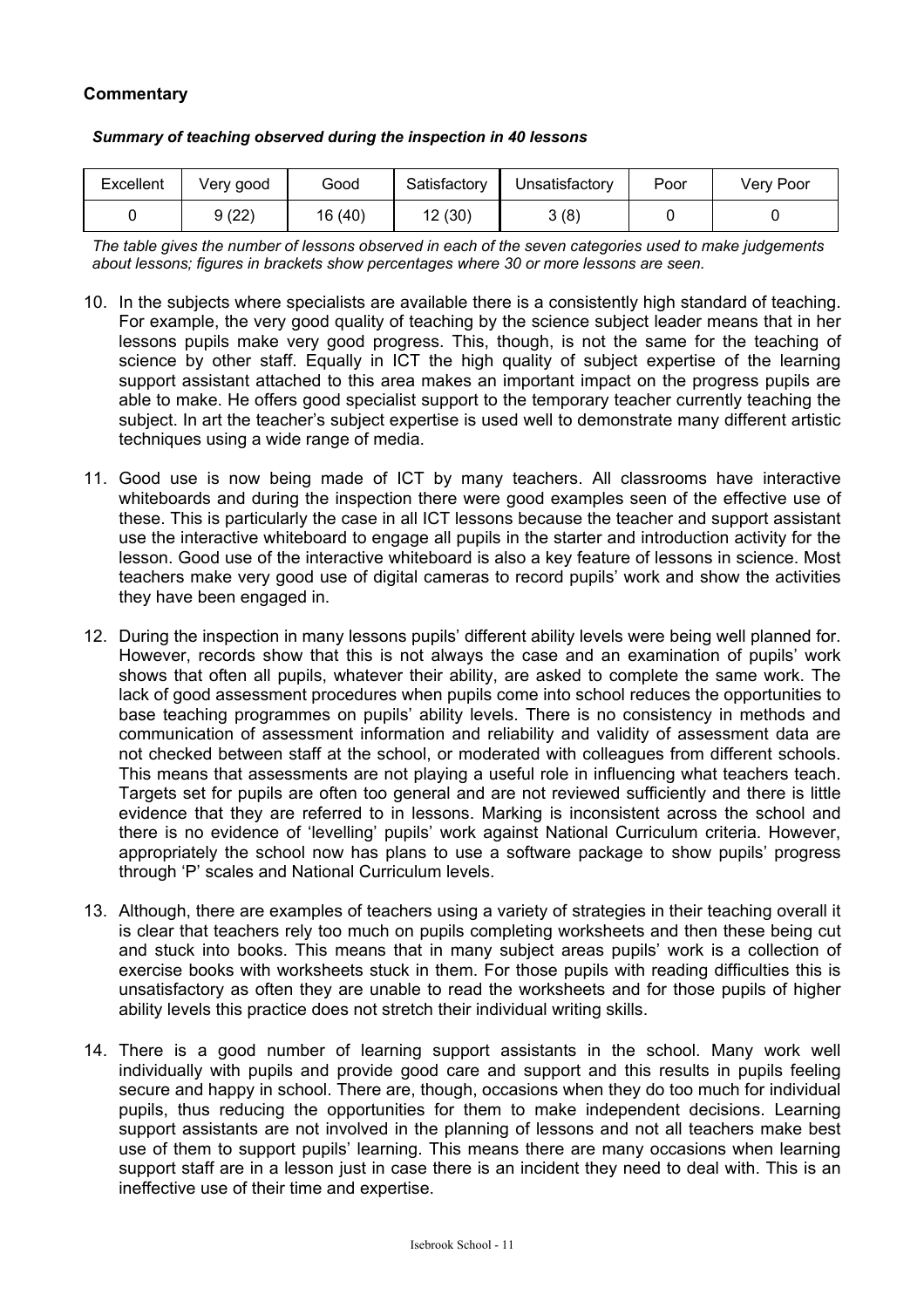**Commentary**

***Summary of teaching observed during the inspection in 40 lessons***

| Excellent | Very good | Good | Satisfactory | Unsatisfactory | Poor | Very Poor |
|---|---|---|---|---|---|---|
| 0 | 9 (22) | 16 (40) | 12 (30) | 3 (8) | 0 | 0 |

*The table gives the number of lessons observed in each of the seven categories used to make judgements about lessons; figures in brackets show percentages where 30 or more lessons are seen.*

10. In the subjects where specialists are available there is a consistently high standard of teaching. For example, the very good quality of teaching by the science subject leader means that in her lessons pupils make very good progress. This, though, is not the same for the teaching of science by other staff. Equally in ICT the high quality of subject expertise of the learning support assistant attached to this area makes an important impact on the progress pupils are able to make. He offers good specialist support to the temporary teacher currently teaching the subject. In art the teacher's subject expertise is used well to demonstrate many different artistic techniques using a wide range of media.

11. Good use is now being made of ICT by many teachers. All classrooms have interactive whiteboards and during the inspection there were good examples seen of the effective use of these. This is particularly the case in all ICT lessons because the teacher and support assistant use the interactive whiteboard to engage all pupils in the starter and introduction activity for the lesson. Good use of the interactive whiteboard is also a key feature of lessons in science. Most teachers make very good use of digital cameras to record pupils' work and show the activities they have been engaged in.

12. During the inspection in many lessons pupils' different ability levels were being well planned for. However, records show that this is not always the case and an examination of pupils' work shows that often all pupils, whatever their ability, are asked to complete the same work. The lack of good assessment procedures when pupils come into school reduces the opportunities to base teaching programmes on pupils' ability levels. There is no consistency in methods and communication of assessment information and reliability and validity of assessment data are not checked between staff at the school, or moderated with colleagues from different schools. This means that assessments are not playing a useful role in influencing what teachers teach. Targets set for pupils are often too general and are not reviewed sufficiently and there is little evidence that they are referred to in lessons. Marking is inconsistent across the school and there is no evidence of 'levelling' pupils' work against National Curriculum criteria. However, appropriately the school now has plans to use a software package to show pupils' progress through 'P' scales and National Curriculum levels.

13. Although, there are examples of teachers using a variety of strategies in their teaching overall it is clear that teachers rely too much on pupils completing worksheets and then these being cut and stuck into books. This means that in many subject areas pupils' work is a collection of exercise books with worksheets stuck in them. For those pupils with reading difficulties this is unsatisfactory as often they are unable to read the worksheets and for those pupils of higher ability levels this practice does not stretch their individual writing skills.

14. There is a good number of learning support assistants in the school. Many work well individually with pupils and provide good care and support and this results in pupils feeling secure and happy in school. There are, though, occasions when they do too much for individual pupils, thus reducing the opportunities for them to make independent decisions. Learning support assistants are not involved in the planning of lessons and not all teachers make best use of them to support pupils' learning. This means there are many occasions when learning support staff are in a lesson just in case there is an incident they need to deal with. This is an ineffective use of their time and expertise.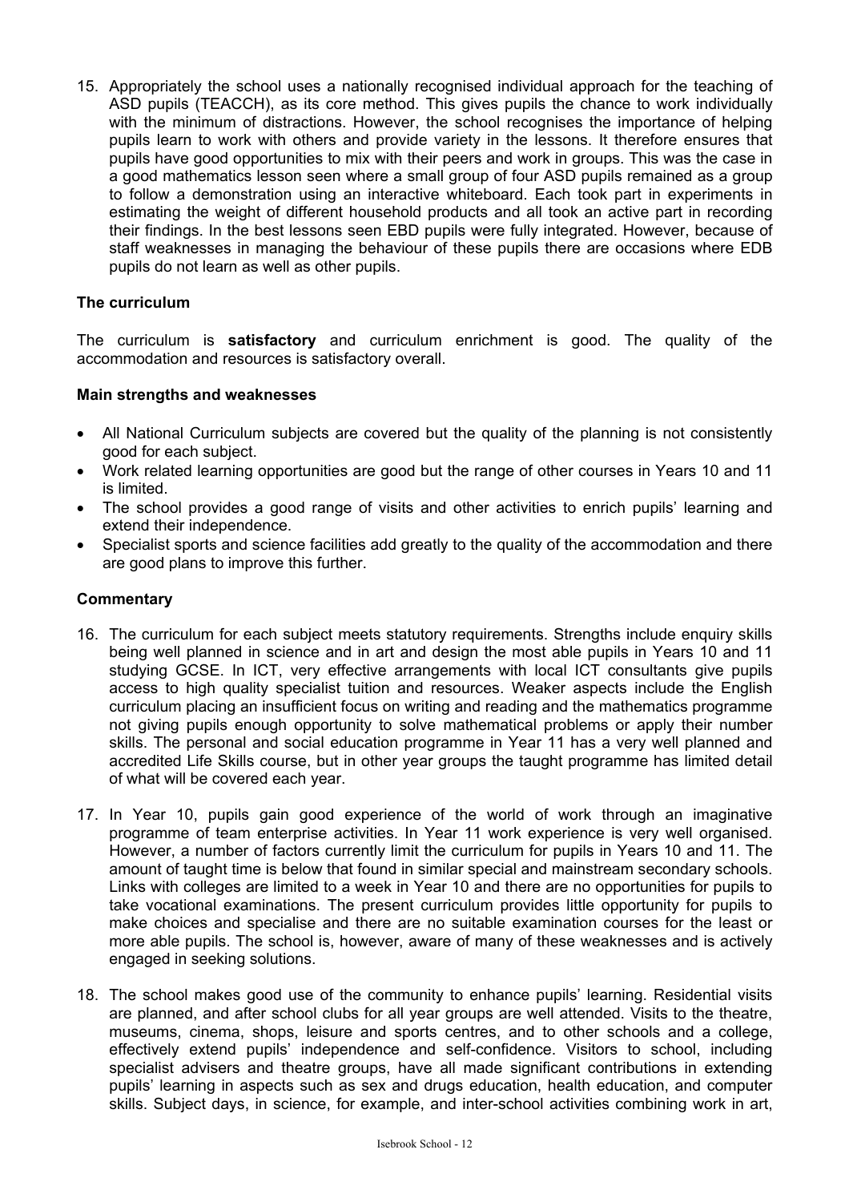15. Appropriately the school uses a nationally recognised individual approach for the teaching of ASD pupils (TEACCH), as its core method. This gives pupils the chance to work individually with the minimum of distractions. However, the school recognises the importance of helping pupils learn to work with others and provide variety in the lessons. It therefore ensures that pupils have good opportunities to mix with their peers and work in groups. This was the case in a good mathematics lesson seen where a small group of four ASD pupils remained as a group to follow a demonstration using an interactive whiteboard. Each took part in experiments in estimating the weight of different household products and all took an active part in recording their findings. In the best lessons seen EBD pupils were fully integrated. However, because of staff weaknesses in managing the behaviour of these pupils there are occasions where EDB pupils do not learn as well as other pupils.

### The curriculum

The curriculum is **satisfactory** and curriculum enrichment is good. The quality of the accommodation and resources is satisfactory overall.

#### Main strengths and weaknesses

- All National Curriculum subjects are covered but the quality of the planning is not consistently good for each subject.
- Work related learning opportunities are good but the range of other courses in Years 10 and 11 is limited.
- The school provides a good range of visits and other activities to enrich pupils' learning and extend their independence.
- Specialist sports and science facilities add greatly to the quality of the accommodation and there are good plans to improve this further.

#### Commentary

16. The curriculum for each subject meets statutory requirements. Strengths include enquiry skills being well planned in science and in art and design the most able pupils in Years 10 and 11 studying GCSE. In ICT, very effective arrangements with local ICT consultants give pupils access to high quality specialist tuition and resources. Weaker aspects include the English curriculum placing an insufficient focus on writing and reading and the mathematics programme not giving pupils enough opportunity to solve mathematical problems or apply their number skills. The personal and social education programme in Year 11 has a very well planned and accredited Life Skills course, but in other year groups the taught programme has limited detail of what will be covered each year.

17. In Year 10, pupils gain good experience of the world of work through an imaginative programme of team enterprise activities. In Year 11 work experience is very well organised. However, a number of factors currently limit the curriculum for pupils in Years 10 and 11. The amount of taught time is below that found in similar special and mainstream secondary schools. Links with colleges are limited to a week in Year 10 and there are no opportunities for pupils to take vocational examinations. The present curriculum provides little opportunity for pupils to make choices and specialise and there are no suitable examination courses for the least or more able pupils. The school is, however, aware of many of these weaknesses and is actively engaged in seeking solutions.

18. The school makes good use of the community to enhance pupils' learning. Residential visits are planned, and after school clubs for all year groups are well attended. Visits to the theatre, museums, cinema, shops, leisure and sports centres, and to other schools and a college, effectively extend pupils' independence and self-confidence. Visitors to school, including specialist advisers and theatre groups, have all made significant contributions in extending pupils' learning in aspects such as sex and drugs education, health education, and computer skills. Subject days, in science, for example, and inter-school activities combining work in art,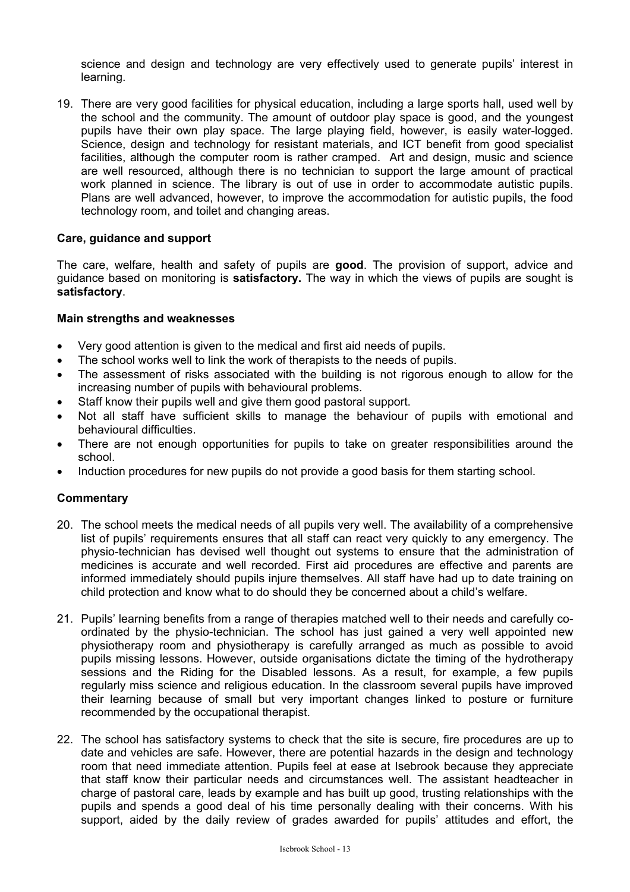science and design and technology are very effectively used to generate pupils' interest in learning.

19. There are very good facilities for physical education, including a large sports hall, used well by the school and the community. The amount of outdoor play space is good, and the youngest pupils have their own play space. The large playing field, however, is easily water-logged. Science, design and technology for resistant materials, and ICT benefit from good specialist facilities, although the computer room is rather cramped. Art and design, music and science are well resourced, although there is no technician to support the large amount of practical work planned in science. The library is out of use in order to accommodate autistic pupils. Plans are well advanced, however, to improve the accommodation for autistic pupils, the food technology room, and toilet and changing areas.

### Care, guidance and support

The care, welfare, health and safety of pupils are **good**. The provision of support, advice and guidance based on monitoring is **satisfactory.** The way in which the views of pupils are sought is **satisfactory**.

#### Main strengths and weaknesses

- Very good attention is given to the medical and first aid needs of pupils.
- The school works well to link the work of therapists to the needs of pupils.
- The assessment of risks associated with the building is not rigorous enough to allow for the increasing number of pupils with behavioural problems.
- Staff know their pupils well and give them good pastoral support.
- Not all staff have sufficient skills to manage the behaviour of pupils with emotional and behavioural difficulties.
- There are not enough opportunities for pupils to take on greater responsibilities around the school.
- Induction procedures for new pupils do not provide a good basis for them starting school.

#### Commentary

20. The school meets the medical needs of all pupils very well. The availability of a comprehensive list of pupils' requirements ensures that all staff can react very quickly to any emergency. The physio-technician has devised well thought out systems to ensure that the administration of medicines is accurate and well recorded. First aid procedures are effective and parents are informed immediately should pupils injure themselves. All staff have had up to date training on child protection and know what to do should they be concerned about a child's welfare.

21. Pupils' learning benefits from a range of therapies matched well to their needs and carefully co-ordinated by the physio-technician. The school has just gained a very well appointed new physiotherapy room and physiotherapy is carefully arranged as much as possible to avoid pupils missing lessons. However, outside organisations dictate the timing of the hydrotherapy sessions and the Riding for the Disabled lessons. As a result, for example, a few pupils regularly miss science and religious education. In the classroom several pupils have improved their learning because of small but very important changes linked to posture or furniture recommended by the occupational therapist.

22. The school has satisfactory systems to check that the site is secure, fire procedures are up to date and vehicles are safe. However, there are potential hazards in the design and technology room that need immediate attention. Pupils feel at ease at Isebrook because they appreciate that staff know their particular needs and circumstances well. The assistant headteacher in charge of pastoral care, leads by example and has built up good, trusting relationships with the pupils and spends a good deal of his time personally dealing with their concerns. With his support, aided by the daily review of grades awarded for pupils' attitudes and effort, the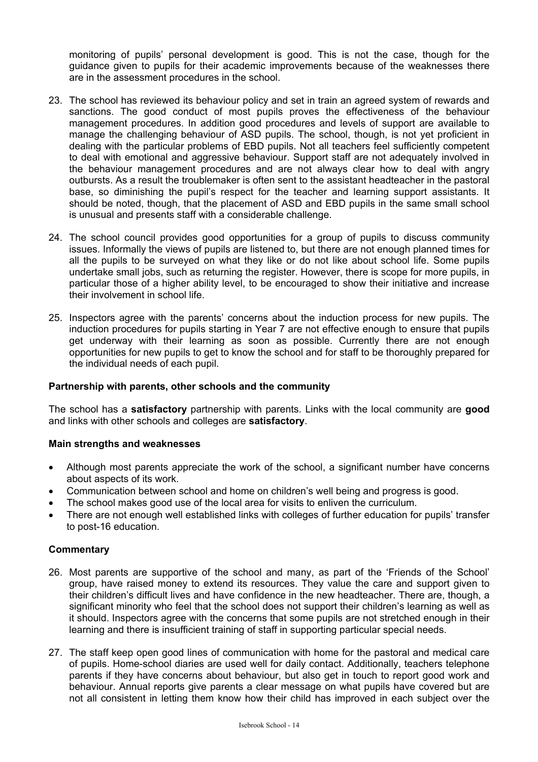monitoring of pupils' personal development is good. This is not the case, though for the guidance given to pupils for their academic improvements because of the weaknesses there are in the assessment procedures in the school.

23. The school has reviewed its behaviour policy and set in train an agreed system of rewards and sanctions. The good conduct of most pupils proves the effectiveness of the behaviour management procedures. In addition good procedures and levels of support are available to manage the challenging behaviour of ASD pupils. The school, though, is not yet proficient in dealing with the particular problems of EBD pupils. Not all teachers feel sufficiently competent to deal with emotional and aggressive behaviour. Support staff are not adequately involved in the behaviour management procedures and are not always clear how to deal with angry outbursts. As a result the troublemaker is often sent to the assistant headteacher in the pastoral base, so diminishing the pupil's respect for the teacher and learning support assistants. It should be noted, though, that the placement of ASD and EBD pupils in the same small school is unusual and presents staff with a considerable challenge.

24. The school council provides good opportunities for a group of pupils to discuss community issues. Informally the views of pupils are listened to, but there are not enough planned times for all the pupils to be surveyed on what they like or do not like about school life. Some pupils undertake small jobs, such as returning the register. However, there is scope for more pupils, in particular those of a higher ability level, to be encouraged to show their initiative and increase their involvement in school life.

25. Inspectors agree with the parents' concerns about the induction process for new pupils. The induction procedures for pupils starting in Year 7 are not effective enough to ensure that pupils get underway with their learning as soon as possible. Currently there are not enough opportunities for new pupils to get to know the school and for staff to be thoroughly prepared for the individual needs of each pupil.

### Partnership with parents, other schools and the community

The school has a **satisfactory** partnership with parents. Links with the local community are **good** and links with other schools and colleges are **satisfactory**.

### Main strengths and weaknesses

- Although most parents appreciate the work of the school, a significant number have concerns about aspects of its work.
- Communication between school and home on children's well being and progress is good.
- The school makes good use of the local area for visits to enliven the curriculum.
- There are not enough well established links with colleges of further education for pupils' transfer to post-16 education.

### Commentary

26. Most parents are supportive of the school and many, as part of the 'Friends of the School' group, have raised money to extend its resources. They value the care and support given to their children's difficult lives and have confidence in the new headteacher. There are, though, a significant minority who feel that the school does not support their children's learning as well as it should. Inspectors agree with the concerns that some pupils are not stretched enough in their learning and there is insufficient training of staff in supporting particular special needs.

27. The staff keep open good lines of communication with home for the pastoral and medical care of pupils. Home-school diaries are used well for daily contact. Additionally, teachers telephone parents if they have concerns about behaviour, but also get in touch to report good work and behaviour. Annual reports give parents a clear message on what pupils have covered but are not all consistent in letting them know how their child has improved in each subject over the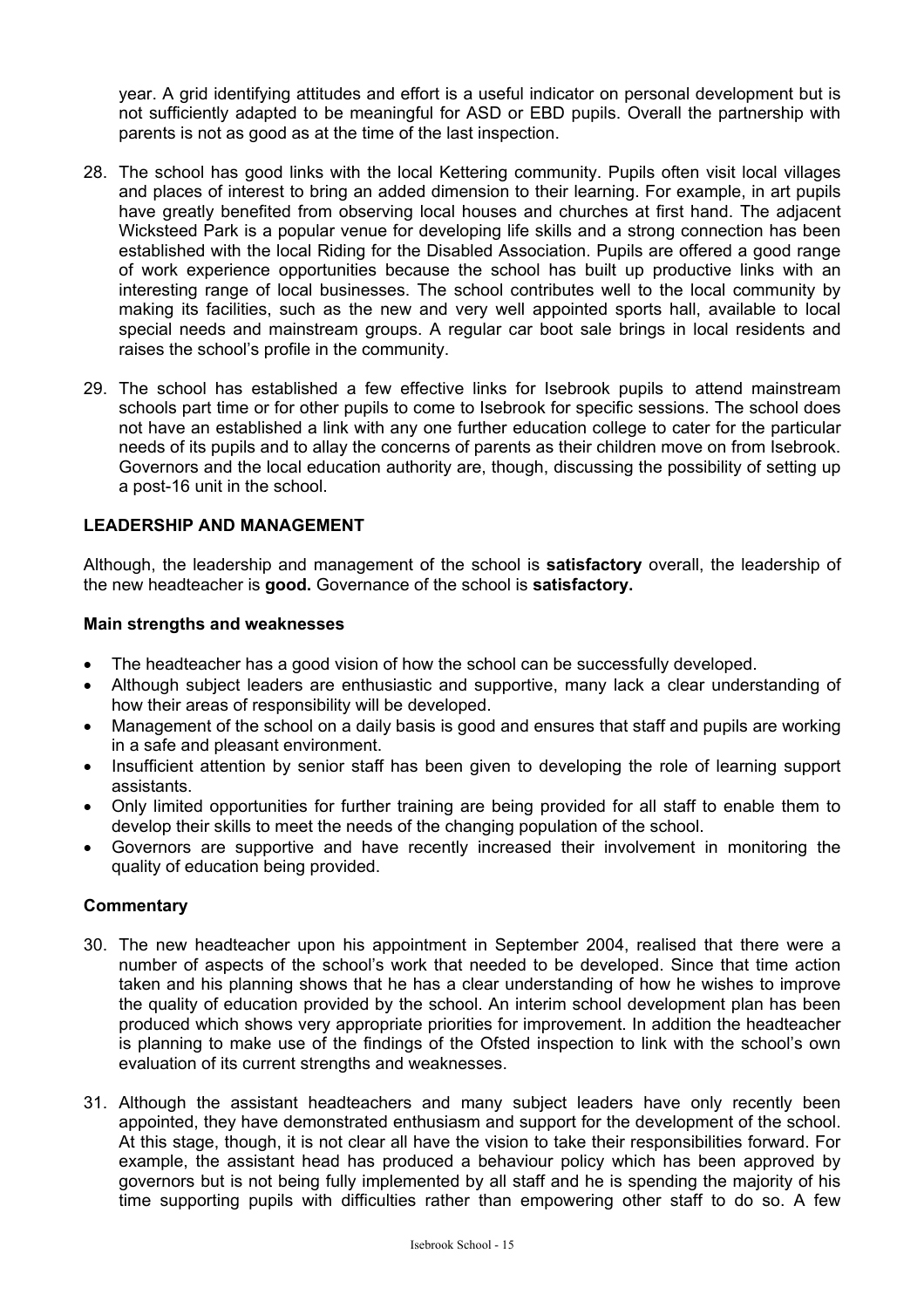year. A grid identifying attitudes and effort is a useful indicator on personal development but is not sufficiently adapted to be meaningful for ASD or EBD pupils. Overall the partnership with parents is not as good as at the time of the last inspection.

28. The school has good links with the local Kettering community. Pupils often visit local villages and places of interest to bring an added dimension to their learning. For example, in art pupils have greatly benefited from observing local houses and churches at first hand. The adjacent Wicksteed Park is a popular venue for developing life skills and a strong connection has been established with the local Riding for the Disabled Association. Pupils are offered a good range of work experience opportunities because the school has built up productive links with an interesting range of local businesses. The school contributes well to the local community by making its facilities, such as the new and very well appointed sports hall, available to local special needs and mainstream groups. A regular car boot sale brings in local residents and raises the school's profile in the community.

29. The school has established a few effective links for Isebrook pupils to attend mainstream schools part time or for other pupils to come to Isebrook for specific sessions. The school does not have an established a link with any one further education college to cater for the particular needs of its pupils and to allay the concerns of parents as their children move on from Isebrook. Governors and the local education authority are, though, discussing the possibility of setting up a post-16 unit in the school.

## LEADERSHIP AND MANAGEMENT

Although, the leadership and management of the school is **satisfactory** overall, the leadership of the new headteacher is **good.** Governance of the school is **satisfactory.**

### Main strengths and weaknesses

- The headteacher has a good vision of how the school can be successfully developed.
- Although subject leaders are enthusiastic and supportive, many lack a clear understanding of how their areas of responsibility will be developed.
- Management of the school on a daily basis is good and ensures that staff and pupils are working in a safe and pleasant environment.
- Insufficient attention by senior staff has been given to developing the role of learning support assistants.
- Only limited opportunities for further training are being provided for all staff to enable them to develop their skills to meet the needs of the changing population of the school.
- Governors are supportive and have recently increased their involvement in monitoring the quality of education being provided.

### Commentary

30. The new headteacher upon his appointment in September 2004, realised that there were a number of aspects of the school's work that needed to be developed. Since that time action taken and his planning shows that he has a clear understanding of how he wishes to improve the quality of education provided by the school. An interim school development plan has been produced which shows very appropriate priorities for improvement. In addition the headteacher is planning to make use of the findings of the Ofsted inspection to link with the school's own evaluation of its current strengths and weaknesses.

31. Although the assistant headteachers and many subject leaders have only recently been appointed, they have demonstrated enthusiasm and support for the development of the school. At this stage, though, it is not clear all have the vision to take their responsibilities forward. For example, the assistant head has produced a behaviour policy which has been approved by governors but is not being fully implemented by all staff and he is spending the majority of his time supporting pupils with difficulties rather than empowering other staff to do so. A few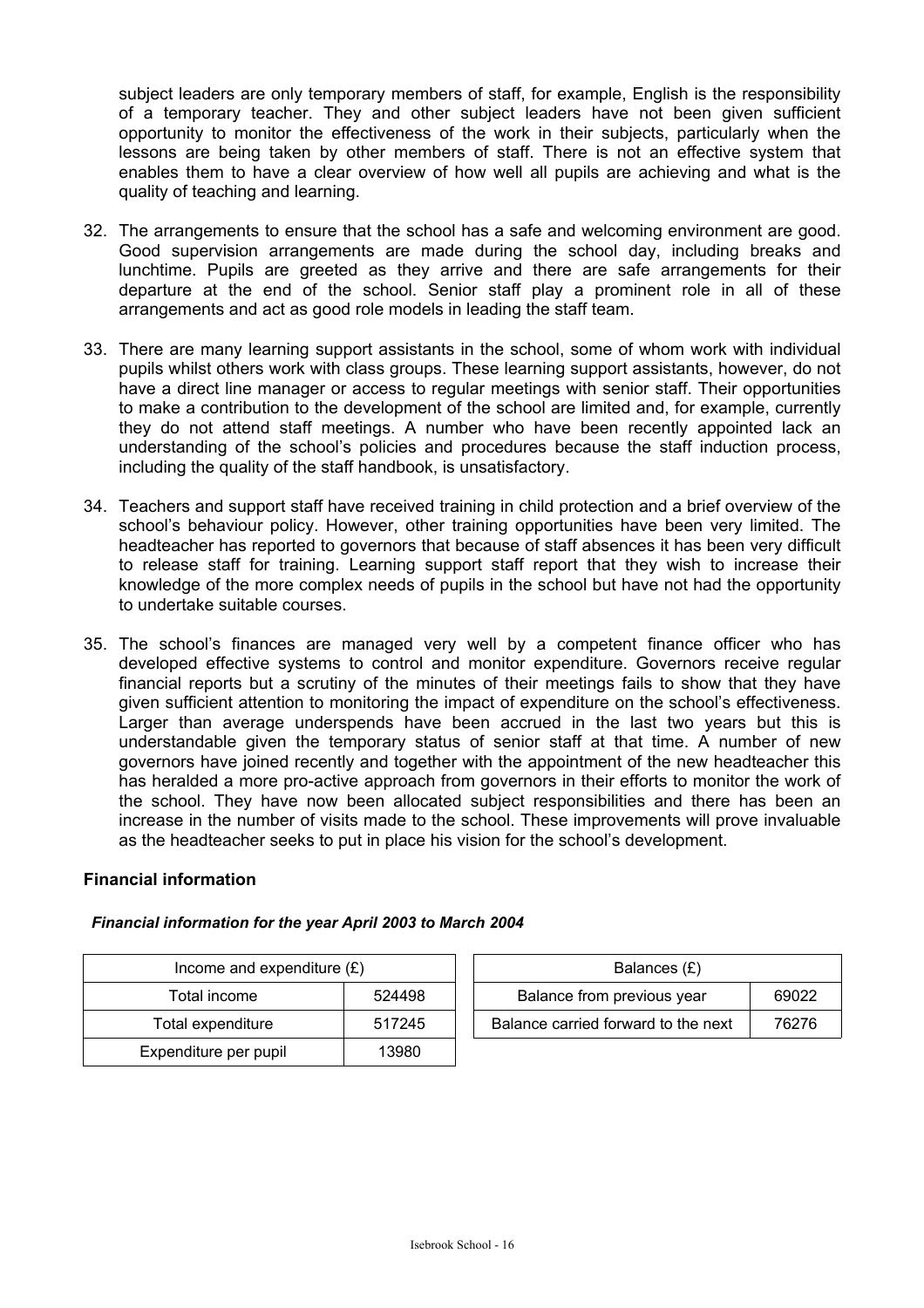subject leaders are only temporary members of staff, for example, English is the responsibility of a temporary teacher. They and other subject leaders have not been given sufficient opportunity to monitor the effectiveness of the work in their subjects, particularly when the lessons are being taken by other members of staff. There is not an effective system that enables them to have a clear overview of how well all pupils are achieving and what is the quality of teaching and learning.

32. The arrangements to ensure that the school has a safe and welcoming environment are good. Good supervision arrangements are made during the school day, including breaks and lunchtime. Pupils are greeted as they arrive and there are safe arrangements for their departure at the end of the school. Senior staff play a prominent role in all of these arrangements and act as good role models in leading the staff team.

33. There are many learning support assistants in the school, some of whom work with individual pupils whilst others work with class groups. These learning support assistants, however, do not have a direct line manager or access to regular meetings with senior staff. Their opportunities to make a contribution to the development of the school are limited and, for example, currently they do not attend staff meetings. A number who have been recently appointed lack an understanding of the school's policies and procedures because the staff induction process, including the quality of the staff handbook, is unsatisfactory.

34. Teachers and support staff have received training in child protection and a brief overview of the school's behaviour policy. However, other training opportunities have been very limited. The headteacher has reported to governors that because of staff absences it has been very difficult to release staff for training. Learning support staff report that they wish to increase their knowledge of the more complex needs of pupils in the school but have not had the opportunity to undertake suitable courses.

35. The school's finances are managed very well by a competent finance officer who has developed effective systems to control and monitor expenditure. Governors receive regular financial reports but a scrutiny of the minutes of their meetings fails to show that they have given sufficient attention to monitoring the impact of expenditure on the school's effectiveness. Larger than average underspends have been accrued in the last two years but this is understandable given the temporary status of senior staff at that time. A number of new governors have joined recently and together with the appointment of the new headteacher this has heralded a more pro-active approach from governors in their efforts to monitor the work of the school. They have now been allocated subject responsibilities and there has been an increase in the number of visits made to the school. These improvements will prove invaluable as the headteacher seeks to put in place his vision for the school's development.

### Financial information

***Financial information for the year April 2003 to March 2004***

| Income and expenditure (£) | |
|---|---|
| Total income | 524498 |
| Total expenditure | 517245 |
| Expenditure per pupil | 13980 |

| Balances (£) | |
|---|---|
| Balance from previous year | 69022 |
| Balance carried forward to the next | 76276 |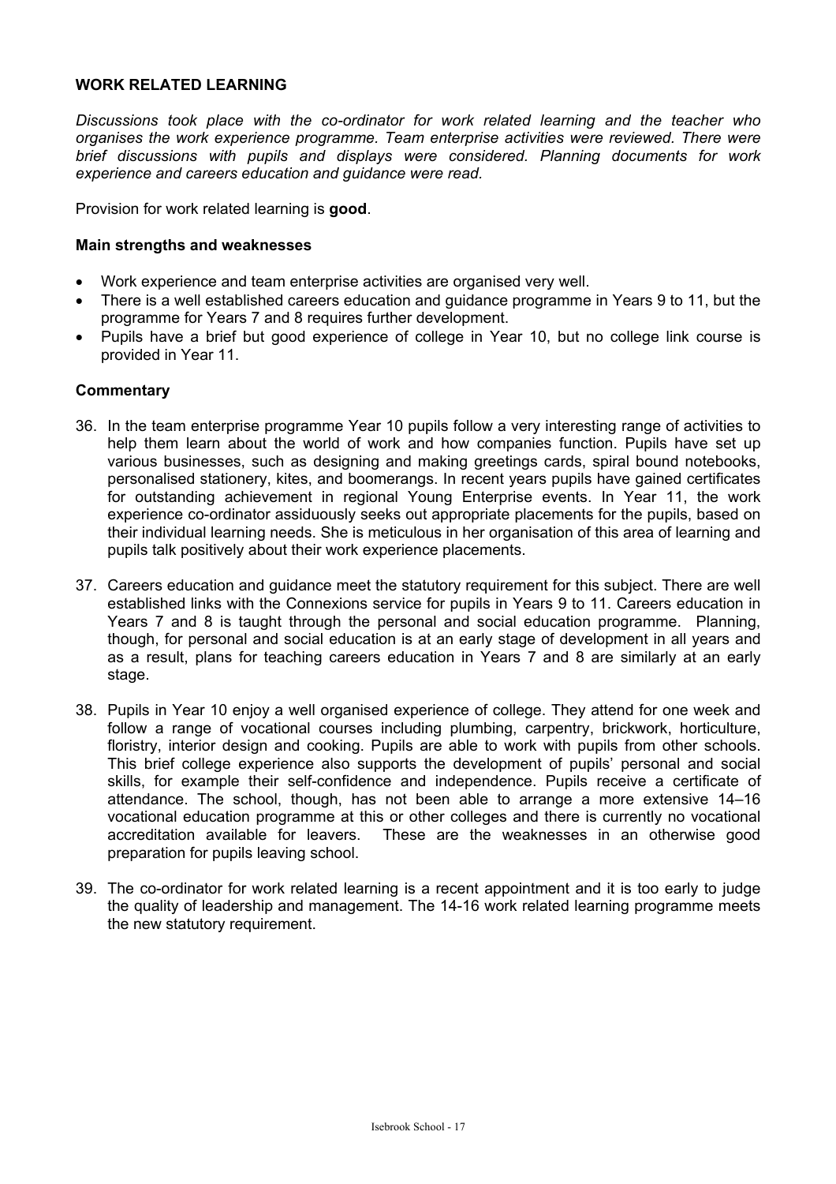## WORK RELATED LEARNING

*Discussions took place with the co-ordinator for work related learning and the teacher who organises the work experience programme. Team enterprise activities were reviewed. There were brief discussions with pupils and displays were considered. Planning documents for work experience and careers education and guidance were read.*

Provision for work related learning is **good**.

### Main strengths and weaknesses

- Work experience and team enterprise activities are organised very well.
- There is a well established careers education and guidance programme in Years 9 to 11, but the programme for Years 7 and 8 requires further development.
- Pupils have a brief but good experience of college in Year 10, but no college link course is provided in Year 11.

### Commentary

36. In the team enterprise programme Year 10 pupils follow a very interesting range of activities to help them learn about the world of work and how companies function. Pupils have set up various businesses, such as designing and making greetings cards, spiral bound notebooks, personalised stationery, kites, and boomerangs. In recent years pupils have gained certificates for outstanding achievement in regional Young Enterprise events. In Year 11, the work experience co-ordinator assiduously seeks out appropriate placements for the pupils, based on their individual learning needs. She is meticulous in her organisation of this area of learning and pupils talk positively about their work experience placements.

37. Careers education and guidance meet the statutory requirement for this subject. There are well established links with the Connexions service for pupils in Years 9 to 11. Careers education in Years 7 and 8 is taught through the personal and social education programme. Planning, though, for personal and social education is at an early stage of development in all years and as a result, plans for teaching careers education in Years 7 and 8 are similarly at an early stage.

38. Pupils in Year 10 enjoy a well organised experience of college. They attend for one week and follow a range of vocational courses including plumbing, carpentry, brickwork, horticulture, floristry, interior design and cooking. Pupils are able to work with pupils from other schools. This brief college experience also supports the development of pupils' personal and social skills, for example their self-confidence and independence. Pupils receive a certificate of attendance. The school, though, has not been able to arrange a more extensive 14–16 vocational education programme at this or other colleges and there is currently no vocational accreditation available for leavers. These are the weaknesses in an otherwise good preparation for pupils leaving school.

39. The co-ordinator for work related learning is a recent appointment and it is too early to judge the quality of leadership and management. The 14-16 work related learning programme meets the new statutory requirement.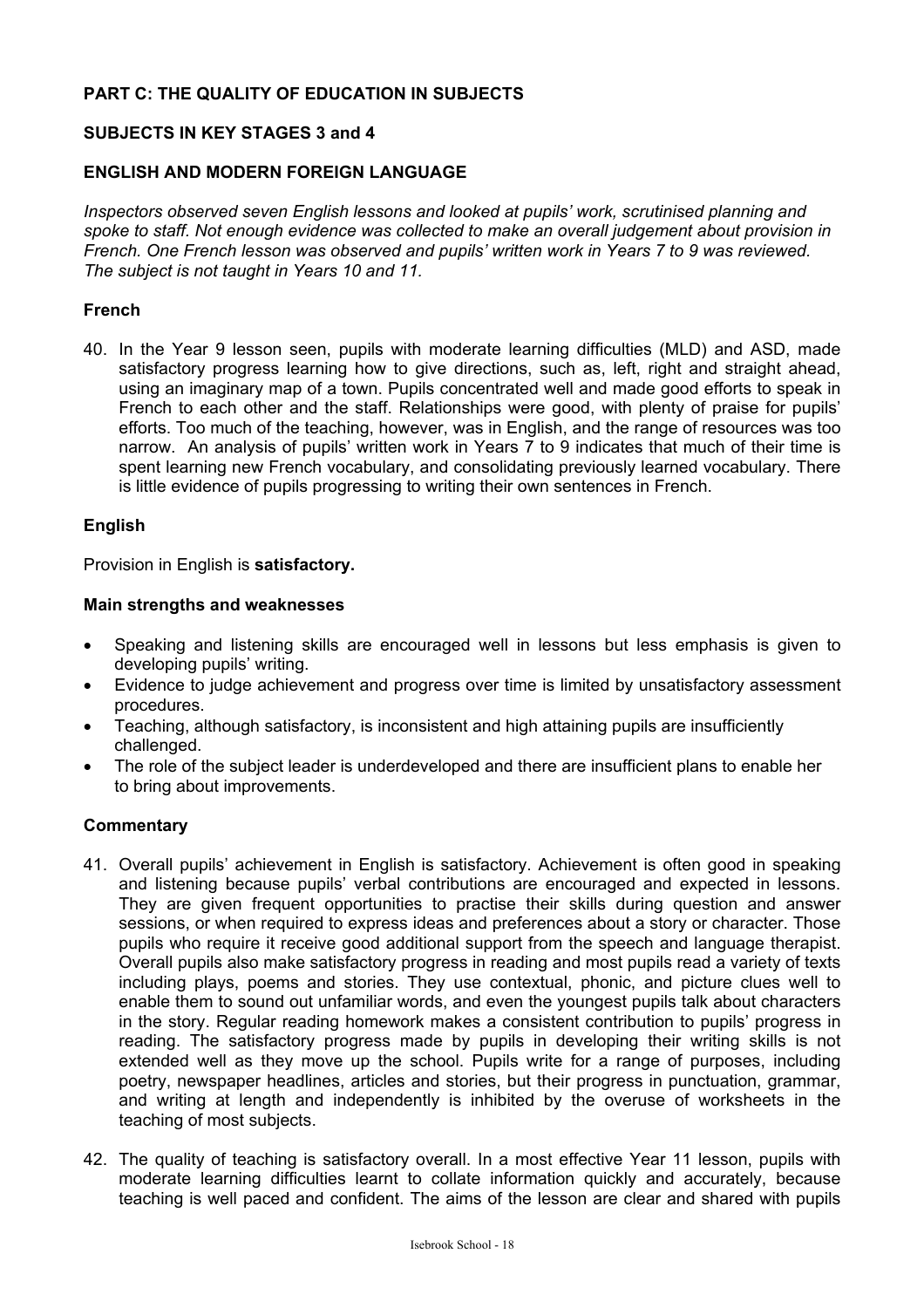## PART C: THE QUALITY OF EDUCATION IN SUBJECTS

### SUBJECTS IN KEY STAGES 3 and 4

### ENGLISH AND MODERN FOREIGN LANGUAGE

*Inspectors observed seven English lessons and looked at pupils' work, scrutinised planning and spoke to staff. Not enough evidence was collected to make an overall judgement about provision in French. One French lesson was observed and pupils' written work in Years 7 to 9 was reviewed. The subject is not taught in Years 10 and 11.*

#### French

40. In the Year 9 lesson seen, pupils with moderate learning difficulties (MLD) and ASD, made satisfactory progress learning how to give directions, such as, left, right and straight ahead, using an imaginary map of a town. Pupils concentrated well and made good efforts to speak in French to each other and the staff. Relationships were good, with plenty of praise for pupils' efforts. Too much of the teaching, however, was in English, and the range of resources was too narrow. An analysis of pupils' written work in Years 7 to 9 indicates that much of their time is spent learning new French vocabulary, and consolidating previously learned vocabulary. There is little evidence of pupils progressing to writing their own sentences in French.

#### English

Provision in English is **satisfactory.**

#### Main strengths and weaknesses

- Speaking and listening skills are encouraged well in lessons but less emphasis is given to developing pupils' writing.
- Evidence to judge achievement and progress over time is limited by unsatisfactory assessment procedures.
- Teaching, although satisfactory, is inconsistent and high attaining pupils are insufficiently challenged.
- The role of the subject leader is underdeveloped and there are insufficient plans to enable her to bring about improvements.

#### Commentary

41. Overall pupils' achievement in English is satisfactory. Achievement is often good in speaking and listening because pupils' verbal contributions are encouraged and expected in lessons. They are given frequent opportunities to practise their skills during question and answer sessions, or when required to express ideas and preferences about a story or character. Those pupils who require it receive good additional support from the speech and language therapist. Overall pupils also make satisfactory progress in reading and most pupils read a variety of texts including plays, poems and stories. They use contextual, phonic, and picture clues well to enable them to sound out unfamiliar words, and even the youngest pupils talk about characters in the story. Regular reading homework makes a consistent contribution to pupils' progress in reading. The satisfactory progress made by pupils in developing their writing skills is not extended well as they move up the school. Pupils write for a range of purposes, including poetry, newspaper headlines, articles and stories, but their progress in punctuation, grammar, and writing at length and independently is inhibited by the overuse of worksheets in the teaching of most subjects.

42. The quality of teaching is satisfactory overall. In a most effective Year 11 lesson, pupils with moderate learning difficulties learnt to collate information quickly and accurately, because teaching is well paced and confident. The aims of the lesson are clear and shared with pupils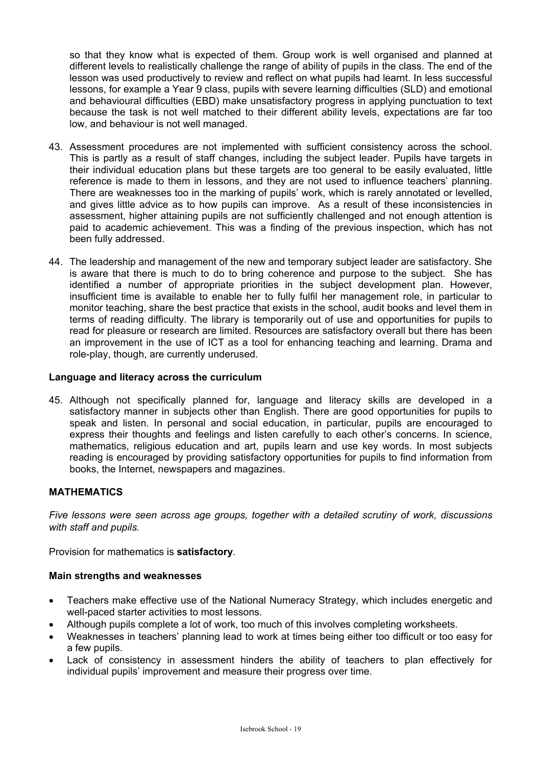so that they know what is expected of them. Group work is well organised and planned at different levels to realistically challenge the range of ability of pupils in the class. The end of the lesson was used productively to review and reflect on what pupils had learnt. In less successful lessons, for example a Year 9 class, pupils with severe learning difficulties (SLD) and emotional and behavioural difficulties (EBD) make unsatisfactory progress in applying punctuation to text because the task is not well matched to their different ability levels, expectations are far too low, and behaviour is not well managed.

43. Assessment procedures are not implemented with sufficient consistency across the school. This is partly as a result of staff changes, including the subject leader. Pupils have targets in their individual education plans but these targets are too general to be easily evaluated, little reference is made to them in lessons, and they are not used to influence teachers' planning. There are weaknesses too in the marking of pupils' work, which is rarely annotated or levelled, and gives little advice as to how pupils can improve. As a result of these inconsistencies in assessment, higher attaining pupils are not sufficiently challenged and not enough attention is paid to academic achievement. This was a finding of the previous inspection, which has not been fully addressed.

44. The leadership and management of the new and temporary subject leader are satisfactory. She is aware that there is much to do to bring coherence and purpose to the subject. She has identified a number of appropriate priorities in the subject development plan. However, insufficient time is available to enable her to fully fulfil her management role, in particular to monitor teaching, share the best practice that exists in the school, audit books and level them in terms of reading difficulty. The library is temporarily out of use and opportunities for pupils to read for pleasure or research are limited. Resources are satisfactory overall but there has been an improvement in the use of ICT as a tool for enhancing teaching and learning. Drama and role-play, though, are currently underused.

### Language and literacy across the curriculum

45. Although not specifically planned for, language and literacy skills are developed in a satisfactory manner in subjects other than English. There are good opportunities for pupils to speak and listen. In personal and social education, in particular, pupils are encouraged to express their thoughts and feelings and listen carefully to each other's concerns. In science, mathematics, religious education and art, pupils learn and use key words. In most subjects reading is encouraged by providing satisfactory opportunities for pupils to find information from books, the Internet, newspapers and magazines.

## MATHEMATICS

*Five lessons were seen across age groups, together with a detailed scrutiny of work, discussions with staff and pupils.*

Provision for mathematics is **satisfactory**.

### Main strengths and weaknesses

- Teachers make effective use of the National Numeracy Strategy, which includes energetic and well-paced starter activities to most lessons.
- Although pupils complete a lot of work, too much of this involves completing worksheets.
- Weaknesses in teachers' planning lead to work at times being either too difficult or too easy for a few pupils.
- Lack of consistency in assessment hinders the ability of teachers to plan effectively for individual pupils' improvement and measure their progress over time.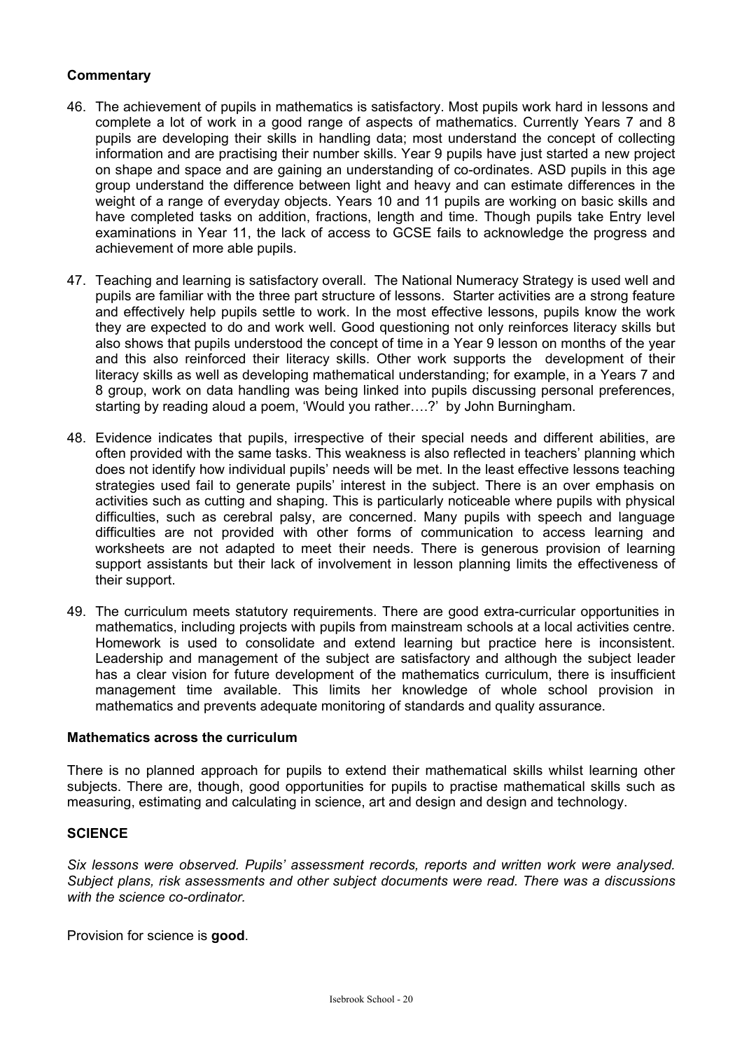**Commentary**

46. The achievement of pupils in mathematics is satisfactory. Most pupils work hard in lessons and complete a lot of work in a good range of aspects of mathematics. Currently Years 7 and 8 pupils are developing their skills in handling data; most understand the concept of collecting information and are practising their number skills. Year 9 pupils have just started a new project on shape and space and are gaining an understanding of co-ordinates. ASD pupils in this age group understand the difference between light and heavy and can estimate differences in the weight of a range of everyday objects. Years 10 and 11 pupils are working on basic skills and have completed tasks on addition, fractions, length and time. Though pupils take Entry level examinations in Year 11, the lack of access to GCSE fails to acknowledge the progress and achievement of more able pupils.

47. Teaching and learning is satisfactory overall. The National Numeracy Strategy is used well and pupils are familiar with the three part structure of lessons. Starter activities are a strong feature and effectively help pupils settle to work. In the most effective lessons, pupils know the work they are expected to do and work well. Good questioning not only reinforces literacy skills but also shows that pupils understood the concept of time in a Year 9 lesson on months of the year and this also reinforced their literacy skills. Other work supports the development of their literacy skills as well as developing mathematical understanding; for example, in a Years 7 and 8 group, work on data handling was being linked into pupils discussing personal preferences, starting by reading aloud a poem, 'Would you rather….?' by John Burningham.

48. Evidence indicates that pupils, irrespective of their special needs and different abilities, are often provided with the same tasks. This weakness is also reflected in teachers' planning which does not identify how individual pupils' needs will be met. In the least effective lessons teaching strategies used fail to generate pupils' interest in the subject. There is an over emphasis on activities such as cutting and shaping. This is particularly noticeable where pupils with physical difficulties, such as cerebral palsy, are concerned. Many pupils with speech and language difficulties are not provided with other forms of communication to access learning and worksheets are not adapted to meet their needs. There is generous provision of learning support assistants but their lack of involvement in lesson planning limits the effectiveness of their support.

49. The curriculum meets statutory requirements. There are good extra-curricular opportunities in mathematics, including projects with pupils from mainstream schools at a local activities centre. Homework is used to consolidate and extend learning but practice here is inconsistent. Leadership and management of the subject are satisfactory and although the subject leader has a clear vision for future development of the mathematics curriculum, there is insufficient management time available. This limits her knowledge of whole school provision in mathematics and prevents adequate monitoring of standards and quality assurance.

**Mathematics across the curriculum**

There is no planned approach for pupils to extend their mathematical skills whilst learning other subjects. There are, though, good opportunities for pupils to practise mathematical skills such as measuring, estimating and calculating in science, art and design and design and technology.

**SCIENCE**

*Six lessons were observed. Pupils' assessment records, reports and written work were analysed. Subject plans, risk assessments and other subject documents were read. There was a discussions with the science co-ordinator.*

Provision for science is **good**.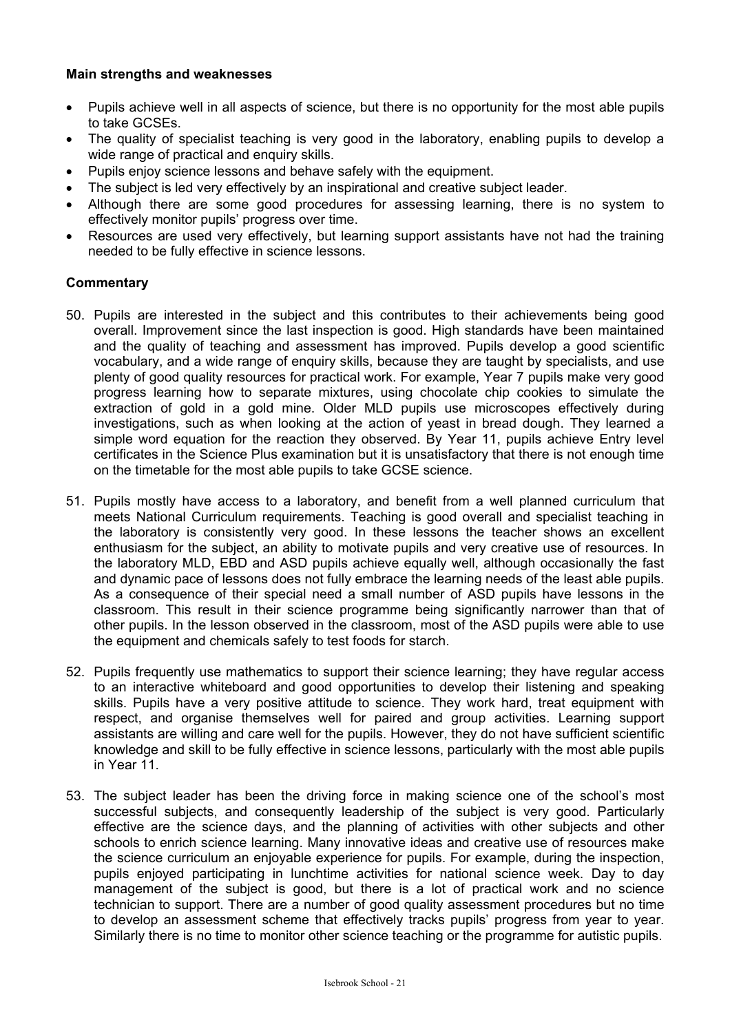**Main strengths and weaknesses**

- Pupils achieve well in all aspects of science, but there is no opportunity for the most able pupils to take GCSEs.
- The quality of specialist teaching is very good in the laboratory, enabling pupils to develop a wide range of practical and enquiry skills.
- Pupils enjoy science lessons and behave safely with the equipment.
- The subject is led very effectively by an inspirational and creative subject leader.
- Although there are some good procedures for assessing learning, there is no system to effectively monitor pupils' progress over time.
- Resources are used very effectively, but learning support assistants have not had the training needed to be fully effective in science lessons.

**Commentary**

50. Pupils are interested in the subject and this contributes to their achievements being good overall. Improvement since the last inspection is good. High standards have been maintained and the quality of teaching and assessment has improved. Pupils develop a good scientific vocabulary, and a wide range of enquiry skills, because they are taught by specialists, and use plenty of good quality resources for practical work. For example, Year 7 pupils make very good progress learning how to separate mixtures, using chocolate chip cookies to simulate the extraction of gold in a gold mine. Older MLD pupils use microscopes effectively during investigations, such as when looking at the action of yeast in bread dough. They learned a simple word equation for the reaction they observed. By Year 11, pupils achieve Entry level certificates in the Science Plus examination but it is unsatisfactory that there is not enough time on the timetable for the most able pupils to take GCSE science.

51. Pupils mostly have access to a laboratory, and benefit from a well planned curriculum that meets National Curriculum requirements. Teaching is good overall and specialist teaching in the laboratory is consistently very good. In these lessons the teacher shows an excellent enthusiasm for the subject, an ability to motivate pupils and very creative use of resources. In the laboratory MLD, EBD and ASD pupils achieve equally well, although occasionally the fast and dynamic pace of lessons does not fully embrace the learning needs of the least able pupils. As a consequence of their special need a small number of ASD pupils have lessons in the classroom. This result in their science programme being significantly narrower than that of other pupils. In the lesson observed in the classroom, most of the ASD pupils were able to use the equipment and chemicals safely to test foods for starch.

52. Pupils frequently use mathematics to support their science learning; they have regular access to an interactive whiteboard and good opportunities to develop their listening and speaking skills. Pupils have a very positive attitude to science. They work hard, treat equipment with respect, and organise themselves well for paired and group activities. Learning support assistants are willing and care well for the pupils. However, they do not have sufficient scientific knowledge and skill to be fully effective in science lessons, particularly with the most able pupils in Year 11.

53. The subject leader has been the driving force in making science one of the school's most successful subjects, and consequently leadership of the subject is very good. Particularly effective are the science days, and the planning of activities with other subjects and other schools to enrich science learning. Many innovative ideas and creative use of resources make the science curriculum an enjoyable experience for pupils. For example, during the inspection, pupils enjoyed participating in lunchtime activities for national science week. Day to day management of the subject is good, but there is a lot of practical work and no science technician to support. There are a number of good quality assessment procedures but no time to develop an assessment scheme that effectively tracks pupils' progress from year to year. Similarly there is no time to monitor other science teaching or the programme for autistic pupils.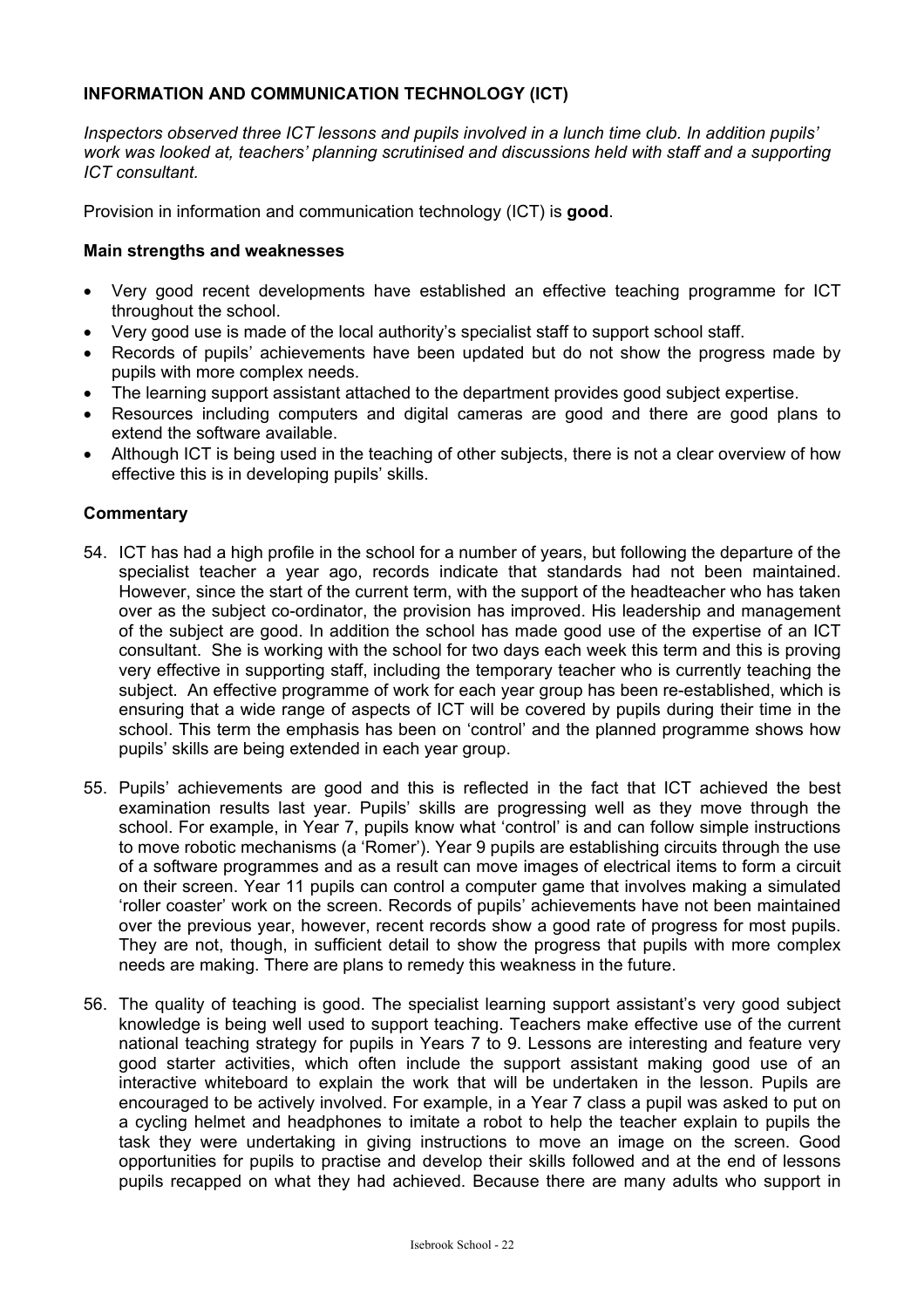## INFORMATION AND COMMUNICATION TECHNOLOGY (ICT)

*Inspectors observed three ICT lessons and pupils involved in a lunch time club. In addition pupils' work was looked at, teachers' planning scrutinised and discussions held with staff and a supporting ICT consultant.*

Provision in information and communication technology (ICT) is **good**.

### Main strengths and weaknesses

- Very good recent developments have established an effective teaching programme for ICT throughout the school.
- Very good use is made of the local authority's specialist staff to support school staff.
- Records of pupils' achievements have been updated but do not show the progress made by pupils with more complex needs.
- The learning support assistant attached to the department provides good subject expertise.
- Resources including computers and digital cameras are good and there are good plans to extend the software available.
- Although ICT is being used in the teaching of other subjects, there is not a clear overview of how effective this is in developing pupils' skills.

### Commentary

54. ICT has had a high profile in the school for a number of years, but following the departure of the specialist teacher a year ago, records indicate that standards had not been maintained. However, since the start of the current term, with the support of the headteacher who has taken over as the subject co-ordinator, the provision has improved. His leadership and management of the subject are good. In addition the school has made good use of the expertise of an ICT consultant. She is working with the school for two days each week this term and this is proving very effective in supporting staff, including the temporary teacher who is currently teaching the subject. An effective programme of work for each year group has been re-established, which is ensuring that a wide range of aspects of ICT will be covered by pupils during their time in the school. This term the emphasis has been on 'control' and the planned programme shows how pupils' skills are being extended in each year group.

55. Pupils' achievements are good and this is reflected in the fact that ICT achieved the best examination results last year. Pupils' skills are progressing well as they move through the school. For example, in Year 7, pupils know what 'control' is and can follow simple instructions to move robotic mechanisms (a 'Romer'). Year 9 pupils are establishing circuits through the use of a software programmes and as a result can move images of electrical items to form a circuit on their screen. Year 11 pupils can control a computer game that involves making a simulated 'roller coaster' work on the screen. Records of pupils' achievements have not been maintained over the previous year, however, recent records show a good rate of progress for most pupils. They are not, though, in sufficient detail to show the progress that pupils with more complex needs are making. There are plans to remedy this weakness in the future.

56. The quality of teaching is good. The specialist learning support assistant's very good subject knowledge is being well used to support teaching. Teachers make effective use of the current national teaching strategy for pupils in Years 7 to 9. Lessons are interesting and feature very good starter activities, which often include the support assistant making good use of an interactive whiteboard to explain the work that will be undertaken in the lesson. Pupils are encouraged to be actively involved. For example, in a Year 7 class a pupil was asked to put on a cycling helmet and headphones to imitate a robot to help the teacher explain to pupils the task they were undertaking in giving instructions to move an image on the screen. Good opportunities for pupils to practise and develop their skills followed and at the end of lessons pupils recapped on what they had achieved. Because there are many adults who support in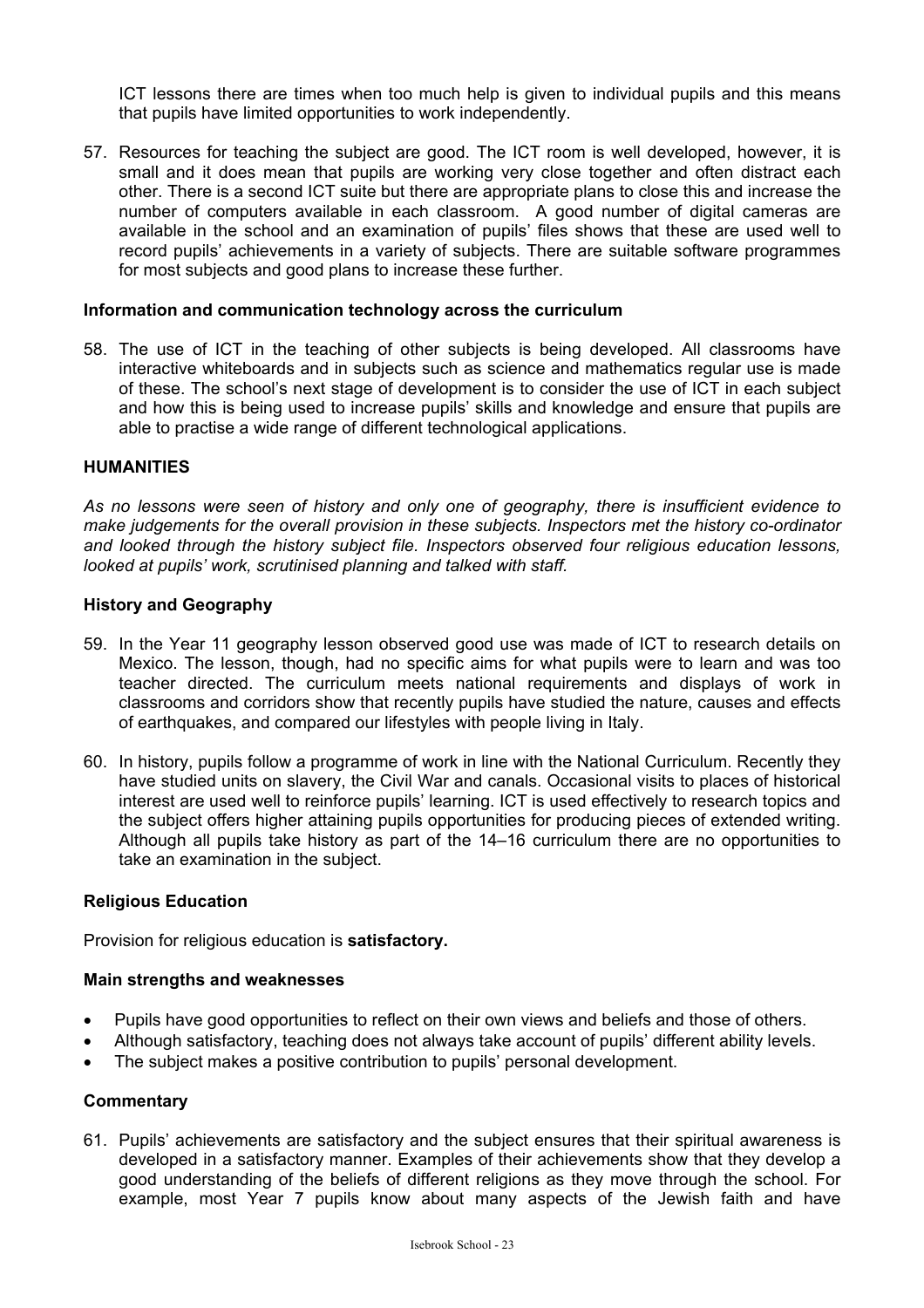ICT lessons there are times when too much help is given to individual pupils and this means that pupils have limited opportunities to work independently.

57. Resources for teaching the subject are good. The ICT room is well developed, however, it is small and it does mean that pupils are working very close together and often distract each other. There is a second ICT suite but there are appropriate plans to close this and increase the number of computers available in each classroom. A good number of digital cameras are available in the school and an examination of pupils' files shows that these are used well to record pupils' achievements in a variety of subjects. There are suitable software programmes for most subjects and good plans to increase these further.

### Information and communication technology across the curriculum

58. The use of ICT in the teaching of other subjects is being developed. All classrooms have interactive whiteboards and in subjects such as science and mathematics regular use is made of these. The school's next stage of development is to consider the use of ICT in each subject and how this is being used to increase pupils' skills and knowledge and ensure that pupils are able to practise a wide range of different technological applications.

## HUMANITIES

*As no lessons were seen of history and only one of geography, there is insufficient evidence to make judgements for the overall provision in these subjects. Inspectors met the history co-ordinator and looked through the history subject file. Inspectors observed four religious education lessons, looked at pupils' work, scrutinised planning and talked with staff.*

### History and Geography

59. In the Year 11 geography lesson observed good use was made of ICT to research details on Mexico. The lesson, though, had no specific aims for what pupils were to learn and was too teacher directed. The curriculum meets national requirements and displays of work in classrooms and corridors show that recently pupils have studied the nature, causes and effects of earthquakes, and compared our lifestyles with people living in Italy.

60. In history, pupils follow a programme of work in line with the National Curriculum. Recently they have studied units on slavery, the Civil War and canals. Occasional visits to places of historical interest are used well to reinforce pupils' learning. ICT is used effectively to research topics and the subject offers higher attaining pupils opportunities for producing pieces of extended writing. Although all pupils take history as part of the 14–16 curriculum there are no opportunities to take an examination in the subject.

### Religious Education

Provision for religious education is **satisfactory.**

### Main strengths and weaknesses

- Pupils have good opportunities to reflect on their own views and beliefs and those of others.
- Although satisfactory, teaching does not always take account of pupils' different ability levels.
- The subject makes a positive contribution to pupils' personal development.

### Commentary

61. Pupils' achievements are satisfactory and the subject ensures that their spiritual awareness is developed in a satisfactory manner. Examples of their achievements show that they develop a good understanding of the beliefs of different religions as they move through the school. For example, most Year 7 pupils know about many aspects of the Jewish faith and have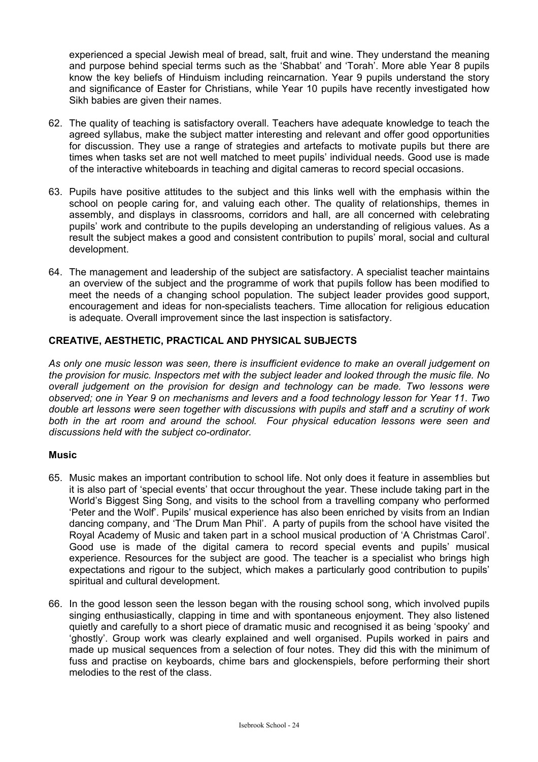experienced a special Jewish meal of bread, salt, fruit and wine. They understand the meaning and purpose behind special terms such as the 'Shabbat' and 'Torah'. More able Year 8 pupils know the key beliefs of Hinduism including reincarnation. Year 9 pupils understand the story and significance of Easter for Christians, while Year 10 pupils have recently investigated how Sikh babies are given their names.

62. The quality of teaching is satisfactory overall. Teachers have adequate knowledge to teach the agreed syllabus, make the subject matter interesting and relevant and offer good opportunities for discussion. They use a range of strategies and artefacts to motivate pupils but there are times when tasks set are not well matched to meet pupils' individual needs. Good use is made of the interactive whiteboards in teaching and digital cameras to record special occasions.

63. Pupils have positive attitudes to the subject and this links well with the emphasis within the school on people caring for, and valuing each other. The quality of relationships, themes in assembly, and displays in classrooms, corridors and hall, are all concerned with celebrating pupils' work and contribute to the pupils developing an understanding of religious values. As a result the subject makes a good and consistent contribution to pupils' moral, social and cultural development.

64. The management and leadership of the subject are satisfactory. A specialist teacher maintains an overview of the subject and the programme of work that pupils follow has been modified to meet the needs of a changing school population. The subject leader provides good support, encouragement and ideas for non-specialists teachers. Time allocation for religious education is adequate. Overall improvement since the last inspection is satisfactory.

## CREATIVE, AESTHETIC, PRACTICAL AND PHYSICAL SUBJECTS

*As only one music lesson was seen, there is insufficient evidence to make an overall judgement on the provision for music. Inspectors met with the subject leader and looked through the music file. No overall judgement on the provision for design and technology can be made. Two lessons were observed; one in Year 9 on mechanisms and levers and a food technology lesson for Year 11. Two double art lessons were seen together with discussions with pupils and staff and a scrutiny of work both in the art room and around the school. Four physical education lessons were seen and discussions held with the subject co-ordinator.*

### Music

65. Music makes an important contribution to school life. Not only does it feature in assemblies but it is also part of 'special events' that occur throughout the year. These include taking part in the World's Biggest Sing Song, and visits to the school from a travelling company who performed 'Peter and the Wolf'. Pupils' musical experience has also been enriched by visits from an Indian dancing company, and 'The Drum Man Phil'. A party of pupils from the school have visited the Royal Academy of Music and taken part in a school musical production of 'A Christmas Carol'. Good use is made of the digital camera to record special events and pupils' musical experience. Resources for the subject are good. The teacher is a specialist who brings high expectations and rigour to the subject, which makes a particularly good contribution to pupils' spiritual and cultural development.

66. In the good lesson seen the lesson began with the rousing school song, which involved pupils singing enthusiastically, clapping in time and with spontaneous enjoyment. They also listened quietly and carefully to a short piece of dramatic music and recognised it as being 'spooky' and 'ghostly'. Group work was clearly explained and well organised. Pupils worked in pairs and made up musical sequences from a selection of four notes. They did this with the minimum of fuss and practise on keyboards, chime bars and glockenspiels, before performing their short melodies to the rest of the class.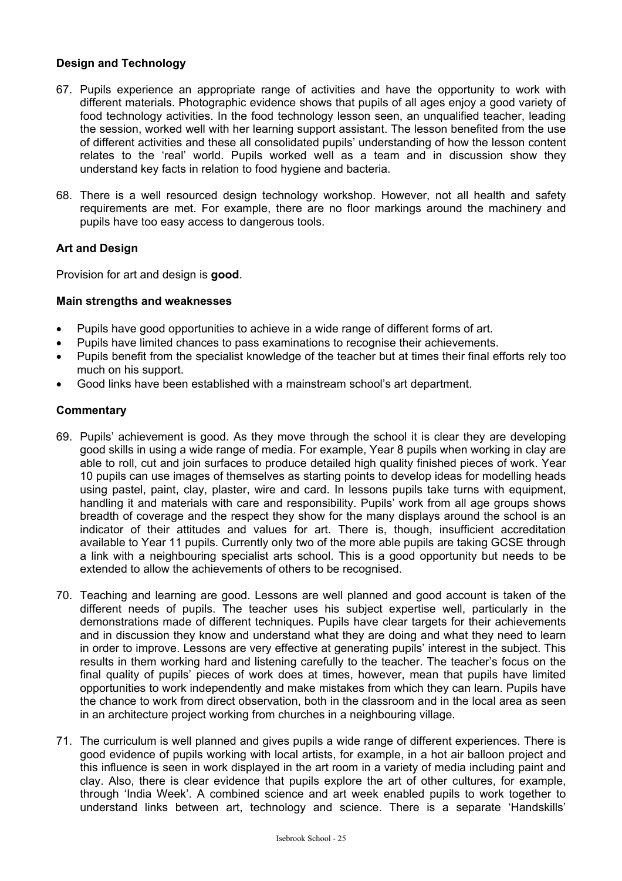### Design and Technology

67. Pupils experience an appropriate range of activities and have the opportunity to work with different materials. Photographic evidence shows that pupils of all ages enjoy a good variety of food technology activities. In the food technology lesson seen, an unqualified teacher, leading the session, worked well with her learning support assistant. The lesson benefited from the use of different activities and these all consolidated pupils' understanding of how the lesson content relates to the 'real' world. Pupils worked well as a team and in discussion show they understand key facts in relation to food hygiene and bacteria.

68. There is a well resourced design technology workshop. However, not all health and safety requirements are met. For example, there are no floor markings around the machinery and pupils have too easy access to dangerous tools.

### Art and Design

Provision for art and design is **good**.

#### Main strengths and weaknesses

- Pupils have good opportunities to achieve in a wide range of different forms of art.
- Pupils have limited chances to pass examinations to recognise their achievements.
- Pupils benefit from the specialist knowledge of the teacher but at times their final efforts rely too much on his support.
- Good links have been established with a mainstream school's art department.

#### Commentary

69. Pupils' achievement is good. As they move through the school it is clear they are developing good skills in using a wide range of media. For example, Year 8 pupils when working in clay are able to roll, cut and join surfaces to produce detailed high quality finished pieces of work. Year 10 pupils can use images of themselves as starting points to develop ideas for modelling heads using pastel, paint, clay, plaster, wire and card. In lessons pupils take turns with equipment, handling it and materials with care and responsibility. Pupils' work from all age groups shows breadth of coverage and the respect they show for the many displays around the school is an indicator of their attitudes and values for art. There is, though, insufficient accreditation available to Year 11 pupils. Currently only two of the more able pupils are taking GCSE through a link with a neighbouring specialist arts school. This is a good opportunity but needs to be extended to allow the achievements of others to be recognised.

70. Teaching and learning are good. Lessons are well planned and good account is taken of the different needs of pupils. The teacher uses his subject expertise well, particularly in the demonstrations made of different techniques. Pupils have clear targets for their achievements and in discussion they know and understand what they are doing and what they need to learn in order to improve. Lessons are very effective at generating pupils' interest in the subject. This results in them working hard and listening carefully to the teacher. The teacher's focus on the final quality of pupils' pieces of work does at times, however, mean that pupils have limited opportunities to work independently and make mistakes from which they can learn. Pupils have the chance to work from direct observation, both in the classroom and in the local area as seen in an architecture project working from churches in a neighbouring village.

71. The curriculum is well planned and gives pupils a wide range of different experiences. There is good evidence of pupils working with local artists, for example, in a hot air balloon project and this influence is seen in work displayed in the art room in a variety of media including paint and clay. Also, there is clear evidence that pupils explore the art of other cultures, for example, through 'India Week'. A combined science and art week enabled pupils to work together to understand links between art, technology and science. There is a separate 'Handskills'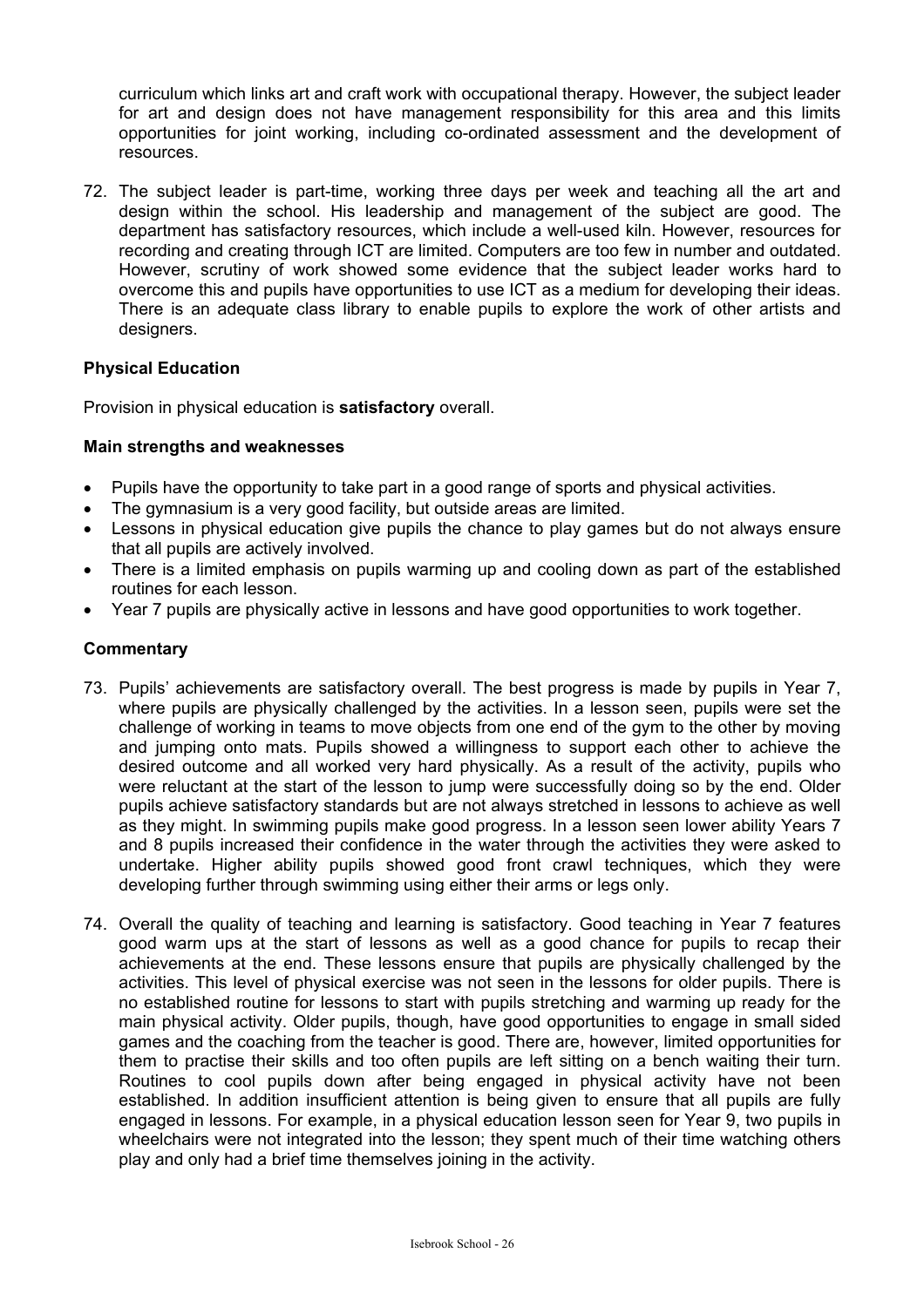curriculum which links art and craft work with occupational therapy. However, the subject leader for art and design does not have management responsibility for this area and this limits opportunities for joint working, including co-ordinated assessment and the development of resources.

72. The subject leader is part-time, working three days per week and teaching all the art and design within the school. His leadership and management of the subject are good. The department has satisfactory resources, which include a well-used kiln. However, resources for recording and creating through ICT are limited. Computers are too few in number and outdated. However, scrutiny of work showed some evidence that the subject leader works hard to overcome this and pupils have opportunities to use ICT as a medium for developing their ideas. There is an adequate class library to enable pupils to explore the work of other artists and designers.

### Physical Education

Provision in physical education is **satisfactory** overall.

#### Main strengths and weaknesses

- Pupils have the opportunity to take part in a good range of sports and physical activities.
- The gymnasium is a very good facility, but outside areas are limited.
- Lessons in physical education give pupils the chance to play games but do not always ensure that all pupils are actively involved.
- There is a limited emphasis on pupils warming up and cooling down as part of the established routines for each lesson.
- Year 7 pupils are physically active in lessons and have good opportunities to work together.

#### Commentary

73. Pupils' achievements are satisfactory overall. The best progress is made by pupils in Year 7, where pupils are physically challenged by the activities. In a lesson seen, pupils were set the challenge of working in teams to move objects from one end of the gym to the other by moving and jumping onto mats. Pupils showed a willingness to support each other to achieve the desired outcome and all worked very hard physically. As a result of the activity, pupils who were reluctant at the start of the lesson to jump were successfully doing so by the end. Older pupils achieve satisfactory standards but are not always stretched in lessons to achieve as well as they might. In swimming pupils make good progress. In a lesson seen lower ability Years 7 and 8 pupils increased their confidence in the water through the activities they were asked to undertake. Higher ability pupils showed good front crawl techniques, which they were developing further through swimming using either their arms or legs only.

74. Overall the quality of teaching and learning is satisfactory. Good teaching in Year 7 features good warm ups at the start of lessons as well as a good chance for pupils to recap their achievements at the end. These lessons ensure that pupils are physically challenged by the activities. This level of physical exercise was not seen in the lessons for older pupils. There is no established routine for lessons to start with pupils stretching and warming up ready for the main physical activity. Older pupils, though, have good opportunities to engage in small sided games and the coaching from the teacher is good. There are, however, limited opportunities for them to practise their skills and too often pupils are left sitting on a bench waiting their turn. Routines to cool pupils down after being engaged in physical activity have not been established. In addition insufficient attention is being given to ensure that all pupils are fully engaged in lessons. For example, in a physical education lesson seen for Year 9, two pupils in wheelchairs were not integrated into the lesson; they spent much of their time watching others play and only had a brief time themselves joining in the activity.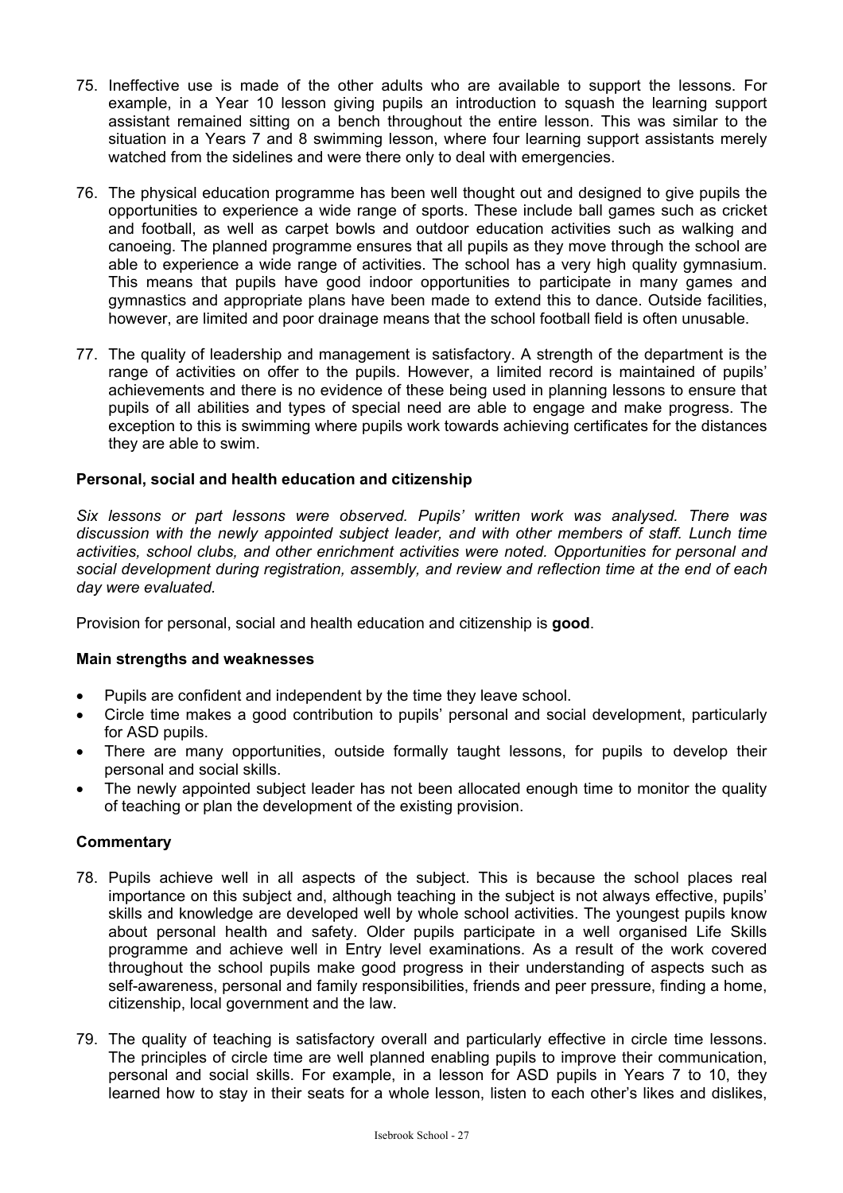75. Ineffective use is made of the other adults who are available to support the lessons. For example, in a Year 10 lesson giving pupils an introduction to squash the learning support assistant remained sitting on a bench throughout the entire lesson. This was similar to the situation in a Years 7 and 8 swimming lesson, where four learning support assistants merely watched from the sidelines and were there only to deal with emergencies.

76. The physical education programme has been well thought out and designed to give pupils the opportunities to experience a wide range of sports. These include ball games such as cricket and football, as well as carpet bowls and outdoor education activities such as walking and canoeing. The planned programme ensures that all pupils as they move through the school are able to experience a wide range of activities. The school has a very high quality gymnasium. This means that pupils have good indoor opportunities to participate in many games and gymnastics and appropriate plans have been made to extend this to dance. Outside facilities, however, are limited and poor drainage means that the school football field is often unusable.

77. The quality of leadership and management is satisfactory. A strength of the department is the range of activities on offer to the pupils. However, a limited record is maintained of pupils' achievements and there is no evidence of these being used in planning lessons to ensure that pupils of all abilities and types of special need are able to engage and make progress. The exception to this is swimming where pupils work towards achieving certificates for the distances they are able to swim.

### Personal, social and health education and citizenship

*Six lessons or part lessons were observed. Pupils' written work was analysed. There was discussion with the newly appointed subject leader, and with other members of staff. Lunch time activities, school clubs, and other enrichment activities were noted. Opportunities for personal and social development during registration, assembly, and review and reflection time at the end of each day were evaluated.*

Provision for personal, social and health education and citizenship is **good**.

#### Main strengths and weaknesses

- Pupils are confident and independent by the time they leave school.
- Circle time makes a good contribution to pupils' personal and social development, particularly for ASD pupils.
- There are many opportunities, outside formally taught lessons, for pupils to develop their personal and social skills.
- The newly appointed subject leader has not been allocated enough time to monitor the quality of teaching or plan the development of the existing provision.

#### Commentary

78. Pupils achieve well in all aspects of the subject. This is because the school places real importance on this subject and, although teaching in the subject is not always effective, pupils' skills and knowledge are developed well by whole school activities. The youngest pupils know about personal health and safety. Older pupils participate in a well organised Life Skills programme and achieve well in Entry level examinations. As a result of the work covered throughout the school pupils make good progress in their understanding of aspects such as self-awareness, personal and family responsibilities, friends and peer pressure, finding a home, citizenship, local government and the law.

79. The quality of teaching is satisfactory overall and particularly effective in circle time lessons. The principles of circle time are well planned enabling pupils to improve their communication, personal and social skills. For example, in a lesson for ASD pupils in Years 7 to 10, they learned how to stay in their seats for a whole lesson, listen to each other's likes and dislikes,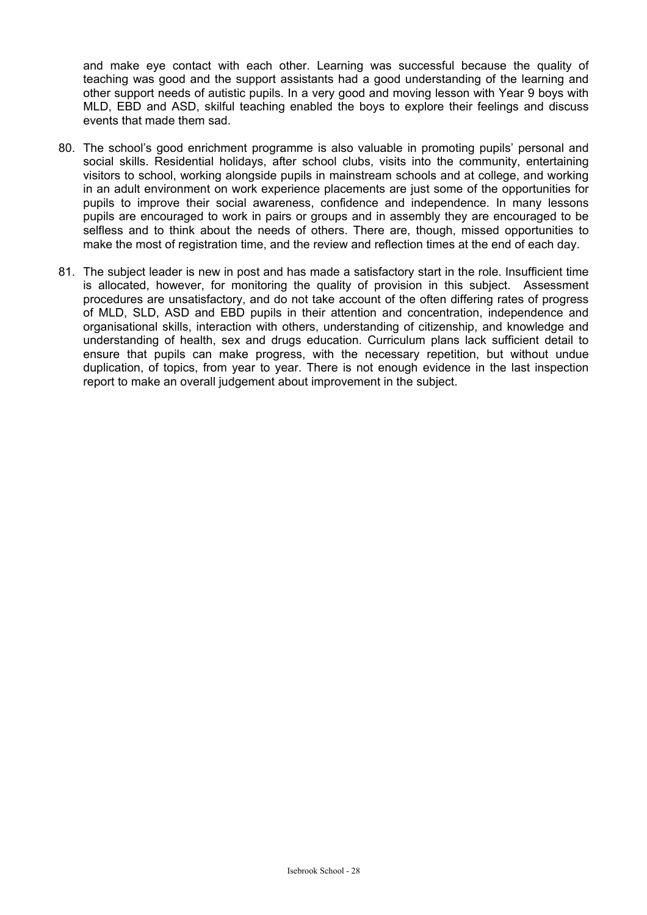and make eye contact with each other. Learning was successful because the quality of teaching was good and the support assistants had a good understanding of the learning and other support needs of autistic pupils. In a very good and moving lesson with Year 9 boys with MLD, EBD and ASD, skilful teaching enabled the boys to explore their feelings and discuss events that made them sad.

80. The school's good enrichment programme is also valuable in promoting pupils' personal and social skills. Residential holidays, after school clubs, visits into the community, entertaining visitors to school, working alongside pupils in mainstream schools and at college, and working in an adult environment on work experience placements are just some of the opportunities for pupils to improve their social awareness, confidence and independence. In many lessons pupils are encouraged to work in pairs or groups and in assembly they are encouraged to be selfless and to think about the needs of others. There are, though, missed opportunities to make the most of registration time, and the review and reflection times at the end of each day.

81. The subject leader is new in post and has made a satisfactory start in the role. Insufficient time is allocated, however, for monitoring the quality of provision in this subject. Assessment procedures are unsatisfactory, and do not take account of the often differing rates of progress of MLD, SLD, ASD and EBD pupils in their attention and concentration, independence and organisational skills, interaction with others, understanding of citizenship, and knowledge and understanding of health, sex and drugs education. Curriculum plans lack sufficient detail to ensure that pupils can make progress, with the necessary repetition, but without undue duplication, of topics, from year to year. There is not enough evidence in the last inspection report to make an overall judgement about improvement in the subject.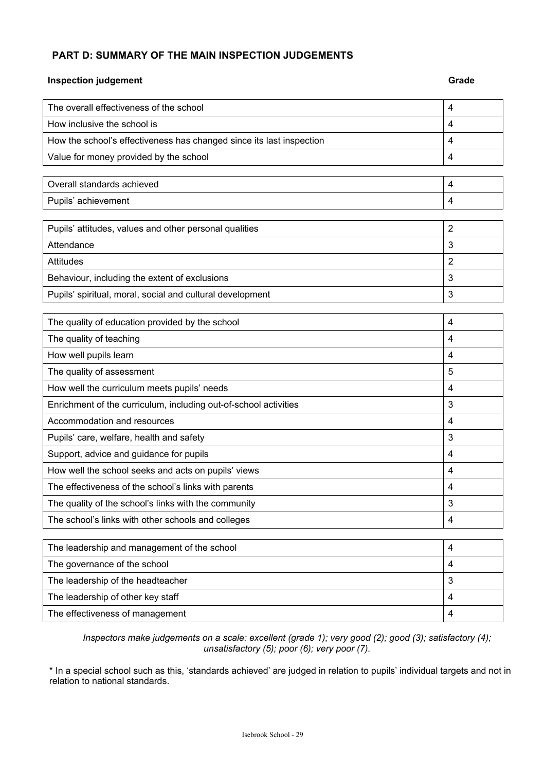## PART D: SUMMARY OF THE MAIN INSPECTION JUDGEMENTS

| Inspection judgement | Grade |
|---|---|
| The overall effectiveness of the school | 4 |
| How inclusive the school is | 4 |
| How the school's effectiveness has changed since its last inspection | 4 |
| Value for money provided by the school | 4 |

| | |
|---|---|
| Overall standards achieved | 4 |
| Pupils' achievement | 4 |

| | |
|---|---|
| Pupils' attitudes, values and other personal qualities | 2 |
| Attendance | 3 |
| Attitudes | 2 |
| Behaviour, including the extent of exclusions | 3 |
| Pupils' spiritual, moral, social and cultural development | 3 |

| | |
|---|---|
| The quality of education provided by the school | 4 |
| The quality of teaching | 4 |
| How well pupils learn | 4 |
| The quality of assessment | 5 |
| How well the curriculum meets pupils' needs | 4 |
| Enrichment of the curriculum, including out-of-school activities | 3 |
| Accommodation and resources | 4 |
| Pupils' care, welfare, health and safety | 3 |
| Support, advice and guidance for pupils | 4 |
| How well the school seeks and acts on pupils' views | 4 |
| The effectiveness of the school's links with parents | 4 |
| The quality of the school's links with the community | 3 |
| The school's links with other schools and colleges | 4 |

| | |
|---|---|
| The leadership and management of the school | 4 |
| The governance of the school | 4 |
| The leadership of the headteacher | 3 |
| The leadership of other key staff | 4 |
| The effectiveness of management | 4 |

*Inspectors make judgements on a scale: excellent (grade 1); very good (2); good (3); satisfactory (4); unsatisfactory (5); poor (6); very poor (7).*

* In a special school such as this, 'standards achieved' are judged in relation to pupils' individual targets and not in relation to national standards.